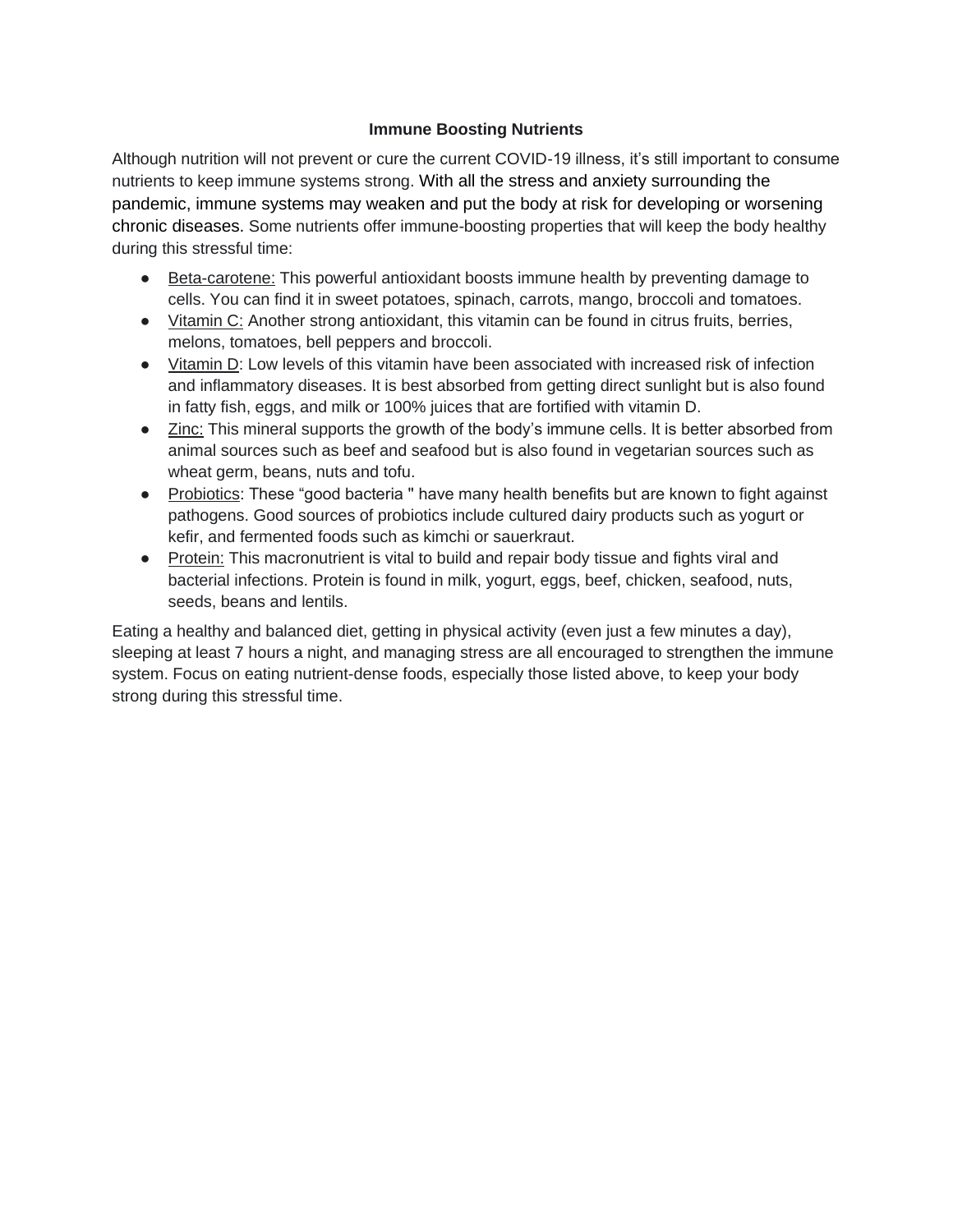**Immune Boosting Nutrients**

Although nutrition will not prevent or cure the current COVID-19 illness, it's still important to consume nutrients to keep immune systems strong. With all the stress and anxiety surrounding the pandemic, immune systems may weaken and put the body at risk for developing or worsening chronic diseases. Some nutrients offer immune-boosting properties that will keep the body healthy during this stressful time:

- Beta-carotene: This powerful antioxidant boosts immune health by preventing damage to cells. You can find it in sweet potatoes, spinach, carrots, mango, broccoli and tomatoes.
- Vitamin C: Another strong antioxidant, this vitamin can be found in citrus fruits, berries, melons, tomatoes, bell peppers and broccoli.
- Vitamin D: Low levels of this vitamin have been associated with increased risk of infection and inflammatory diseases. It is best absorbed from getting direct sunlight but is also found in fatty fish, eggs, and milk or 100% juices that are fortified with vitamin D.
- Zinc: This mineral supports the growth of the body's immune cells. It is better absorbed from animal sources such as beef and seafood but is also found in vegetarian sources such as wheat germ, beans, nuts and tofu.
- Probiotics: These "good bacteria " have many health benefits but are known to fight against pathogens. Good sources of probiotics include cultured dairy products such as yogurt or kefir, and fermented foods such as kimchi or sauerkraut.
- Protein: This macronutrient is vital to build and repair body tissue and fights viral and bacterial infections. Protein is found in milk, yogurt, eggs, beef, chicken, seafood, nuts, seeds, beans and lentils.

Eating a healthy and balanced diet, getting in physical activity (even just a few minutes a day), sleeping at least 7 hours a night, and managing stress are all encouraged to strengthen the immune system. Focus on eating nutrient-dense foods, especially those listed above, to keep your body strong during this stressful time.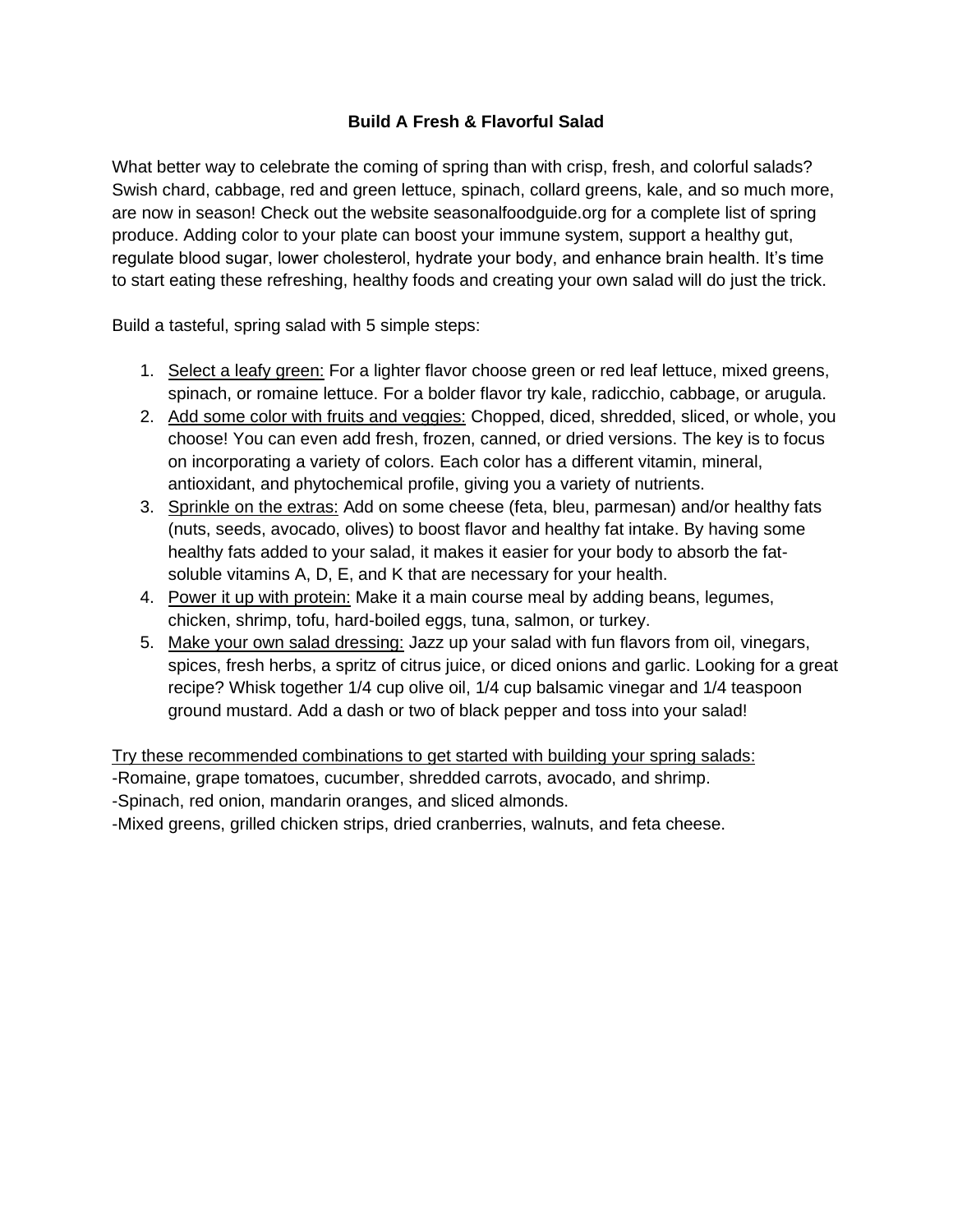**Build A Fresh & Flavorful Salad**

What better way to celebrate the coming of spring than with crisp, fresh, and colorful salads? Swish chard, cabbage, red and green lettuce, spinach, collard greens, kale, and so much more, are now in season! Check out the website seasonalfoodguide.org for a complete list of spring produce. Adding color to your plate can boost your immune system, support a healthy gut, regulate blood sugar, lower cholesterol, hydrate your body, and enhance brain health. It's time to start eating these refreshing, healthy foods and creating your own salad will do just the trick.

Build a tasteful, spring salad with 5 simple steps:

1. <u>Select a leafy green:</u> For a lighter flavor choose green or red leaf lettuce, mixed greens, spinach, or romaine lettuce. For a bolder flavor try kale, radicchio, cabbage, or arugula.
2. <u>Add some color with fruits and veggies:</u> Chopped, diced, shredded, sliced, or whole, you choose! You can even add fresh, frozen, canned, or dried versions. The key is to focus on incorporating a variety of colors. Each color has a different vitamin, mineral, antioxidant, and phytochemical profile, giving you a variety of nutrients.
3. <u>Sprinkle on the extras:</u> Add on some cheese (feta, bleu, parmesan) and/or healthy fats (nuts, seeds, avocado, olives) to boost flavor and healthy fat intake. By having some healthy fats added to your salad, it makes it easier for your body to absorb the fat-soluble vitamins A, D, E, and K that are necessary for your health.
4. <u>Power it up with protein:</u> Make it a main course meal by adding beans, legumes, chicken, shrimp, tofu, hard-boiled eggs, tuna, salmon, or turkey.
5. <u>Make your own salad dressing:</u> Jazz up your salad with fun flavors from oil, vinegars, spices, fresh herbs, a spritz of citrus juice, or diced onions and garlic. Looking for a great recipe? Whisk together 1/4 cup olive oil, 1/4 cup balsamic vinegar and 1/4 teaspoon ground mustard. Add a dash or two of black pepper and toss into your salad!

<u>Try these recommended combinations to get started with building your spring salads:</u>
-Romaine, grape tomatoes, cucumber, shredded carrots, avocado, and shrimp.
-Spinach, red onion, mandarin oranges, and sliced almonds.
-Mixed greens, grilled chicken strips, dried cranberries, walnuts, and feta cheese.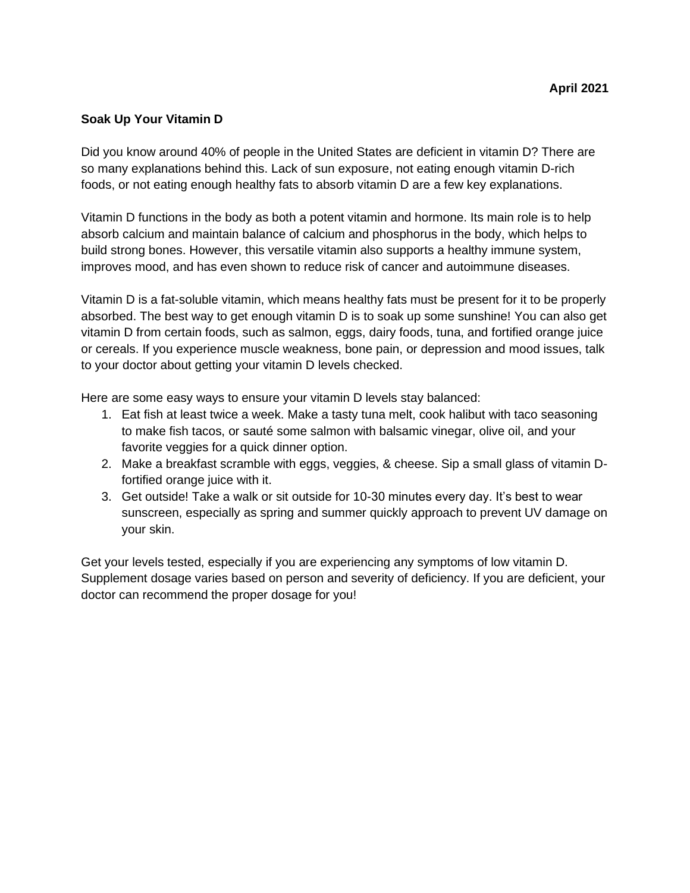**April 2021**

**Soak Up Your Vitamin D**

Did you know around 40% of people in the United States are deficient in vitamin D? There are so many explanations behind this. Lack of sun exposure, not eating enough vitamin D-rich foods, or not eating enough healthy fats to absorb vitamin D are a few key explanations.

Vitamin D functions in the body as both a potent vitamin and hormone. Its main role is to help absorb calcium and maintain balance of calcium and phosphorus in the body, which helps to build strong bones. However, this versatile vitamin also supports a healthy immune system, improves mood, and has even shown to reduce risk of cancer and autoimmune diseases.

Vitamin D is a fat-soluble vitamin, which means healthy fats must be present for it to be properly absorbed. The best way to get enough vitamin D is to soak up some sunshine! You can also get vitamin D from certain foods, such as salmon, eggs, dairy foods, tuna, and fortified orange juice or cereals. If you experience muscle weakness, bone pain, or depression and mood issues, talk to your doctor about getting your vitamin D levels checked.

Here are some easy ways to ensure your vitamin D levels stay balanced:

1. Eat fish at least twice a week. Make a tasty tuna melt, cook halibut with taco seasoning to make fish tacos, or sauté some salmon with balsamic vinegar, olive oil, and your favorite veggies for a quick dinner option.
2. Make a breakfast scramble with eggs, veggies, & cheese. Sip a small glass of vitamin D-fortified orange juice with it.
3. Get outside! Take a walk or sit outside for 10-30 minutes every day. It's best to wear sunscreen, especially as spring and summer quickly approach to prevent UV damage on your skin.

Get your levels tested, especially if you are experiencing any symptoms of low vitamin D. Supplement dosage varies based on person and severity of deficiency. If you are deficient, your doctor can recommend the proper dosage for you!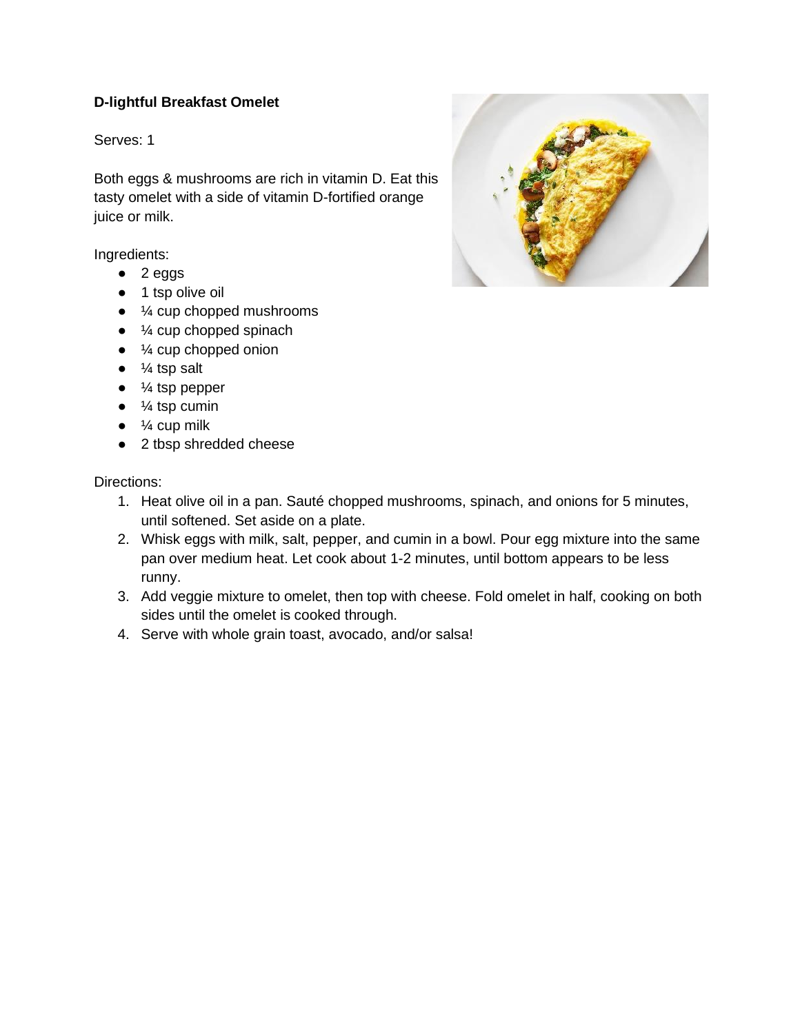**D-lightful Breakfast Omelet**

Serves: 1

Both eggs & mushrooms are rich in vitamin D. Eat this tasty omelet with a side of vitamin D-fortified orange juice or milk.

Ingredients:

- 2 eggs
- 1 tsp olive oil
- ¼ cup chopped mushrooms
- ¼ cup chopped spinach
- ¼ cup chopped onion
- ¼ tsp salt
- ¼ tsp pepper
- ¼ tsp cumin
- ¼ cup milk
- 2 tbsp shredded cheese

Directions:

1. Heat olive oil in a pan. Sauté chopped mushrooms, spinach, and onions for 5 minutes, until softened. Set aside on a plate.
2. Whisk eggs with milk, salt, pepper, and cumin in a bowl. Pour egg mixture into the same pan over medium heat. Let cook about 1-2 minutes, until bottom appears to be less runny.
3. Add veggie mixture to omelet, then top with cheese. Fold omelet in half, cooking on both sides until the omelet is cooked through.
4. Serve with whole grain toast, avocado, and/or salsa!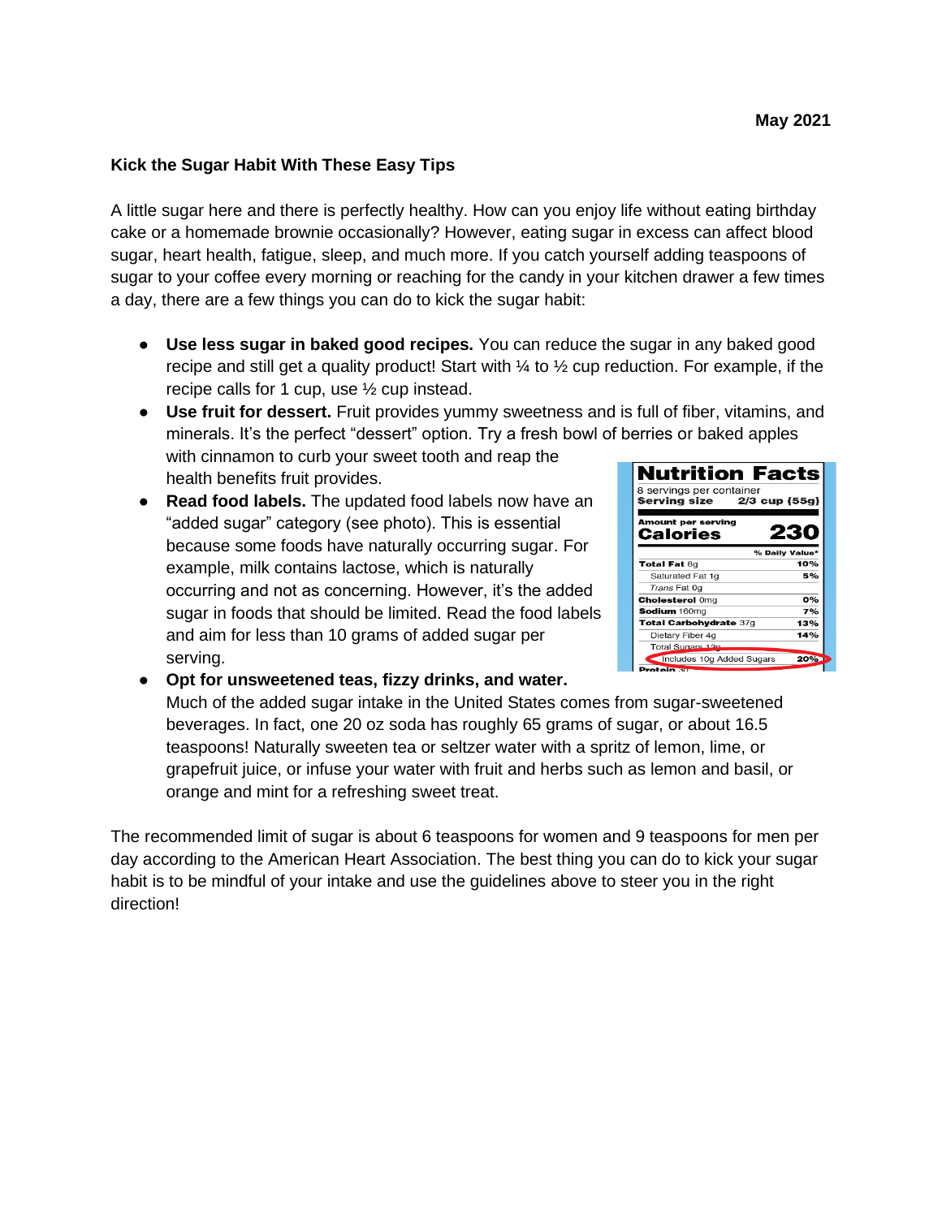**May 2021**

**Kick the Sugar Habit With These Easy Tips**

A little sugar here and there is perfectly healthy. How can you enjoy life without eating birthday cake or a homemade brownie occasionally? However, eating sugar in excess can affect blood sugar, heart health, fatigue, sleep, and much more. If you catch yourself adding teaspoons of sugar to your coffee every morning or reaching for the candy in your kitchen drawer a few times a day, there are a few things you can do to kick the sugar habit:

- **Use less sugar in baked good recipes.** You can reduce the sugar in any baked good recipe and still get a quality product! Start with ¼ to ½ cup reduction. For example, if the recipe calls for 1 cup, use ½ cup instead.
- **Use fruit for dessert.** Fruit provides yummy sweetness and is full of fiber, vitamins, and minerals. It's the perfect "dessert" option. Try a fresh bowl of berries or baked apples with cinnamon to curb your sweet tooth and reap the health benefits fruit provides.
- **Read food labels.** The updated food labels now have an "added sugar" category (see photo). This is essential because some foods have naturally occurring sugar. For example, milk contains lactose, which is naturally occurring and not as concerning. However, it's the added sugar in foods that should be limited. Read the food labels and aim for less than 10 grams of added sugar per serving.
- **Opt for unsweetened teas, fizzy drinks, and water.** Much of the added sugar intake in the United States comes from sugar-sweetened beverages. In fact, one 20 oz soda has roughly 65 grams of sugar, or about 16.5 teaspoons! Naturally sweeten tea or seltzer water with a spritz of lemon, lime, or grapefruit juice, or infuse your water with fruit and herbs such as lemon and basil, or orange and mint for a refreshing sweet treat.

**Nutrition Facts**

8 servings per container
**Serving size** **2/3 cup (55g)**

**Amount per serving**
**Calories** **230**

| | % Daily Value* |
|---|---|
| **Total Fat** 8g | **10%** |
| Saturated Fat 1g | **5%** |
| *Trans* Fat 0g | |
| **Cholesterol** 0mg | **0%** |
| **Sodium** 160mg | **7%** |
| **Total Carbohydrate** 37g | **13%** |
| Dietary Fiber 4g | **14%** |
| Total Sugars 12g | |
| Includes 10g Added Sugars | **20%** |
| **Protein** 3g | |

The recommended limit of sugar is about 6 teaspoons for women and 9 teaspoons for men per day according to the American Heart Association. The best thing you can do to kick your sugar habit is to be mindful of your intake and use the guidelines above to steer you in the right direction!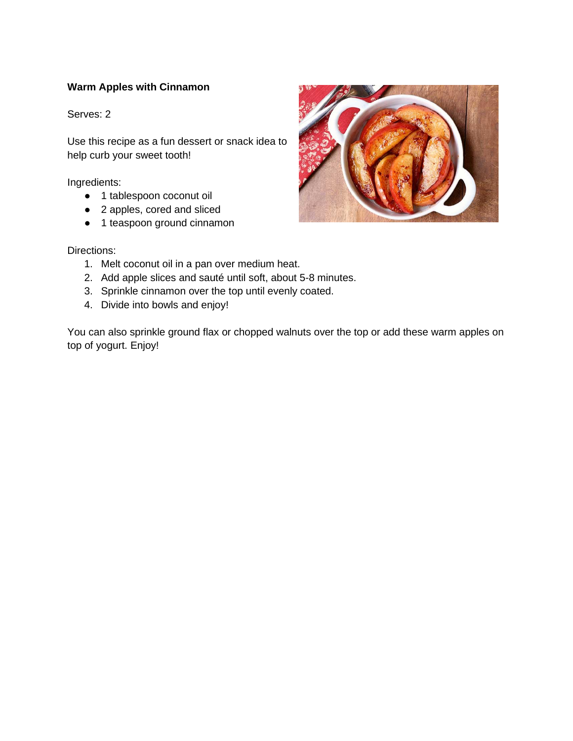**Warm Apples with Cinnamon**

Serves: 2

Use this recipe as a fun dessert or snack idea to help curb your sweet tooth!

Ingredients:

- 1 tablespoon coconut oil
- 2 apples, cored and sliced
- 1 teaspoon ground cinnamon

Directions:

1. Melt coconut oil in a pan over medium heat.
2. Add apple slices and sauté until soft, about 5-8 minutes.
3. Sprinkle cinnamon over the top until evenly coated.
4. Divide into bowls and enjoy!

You can also sprinkle ground flax or chopped walnuts over the top or add these warm apples on top of yogurt. Enjoy!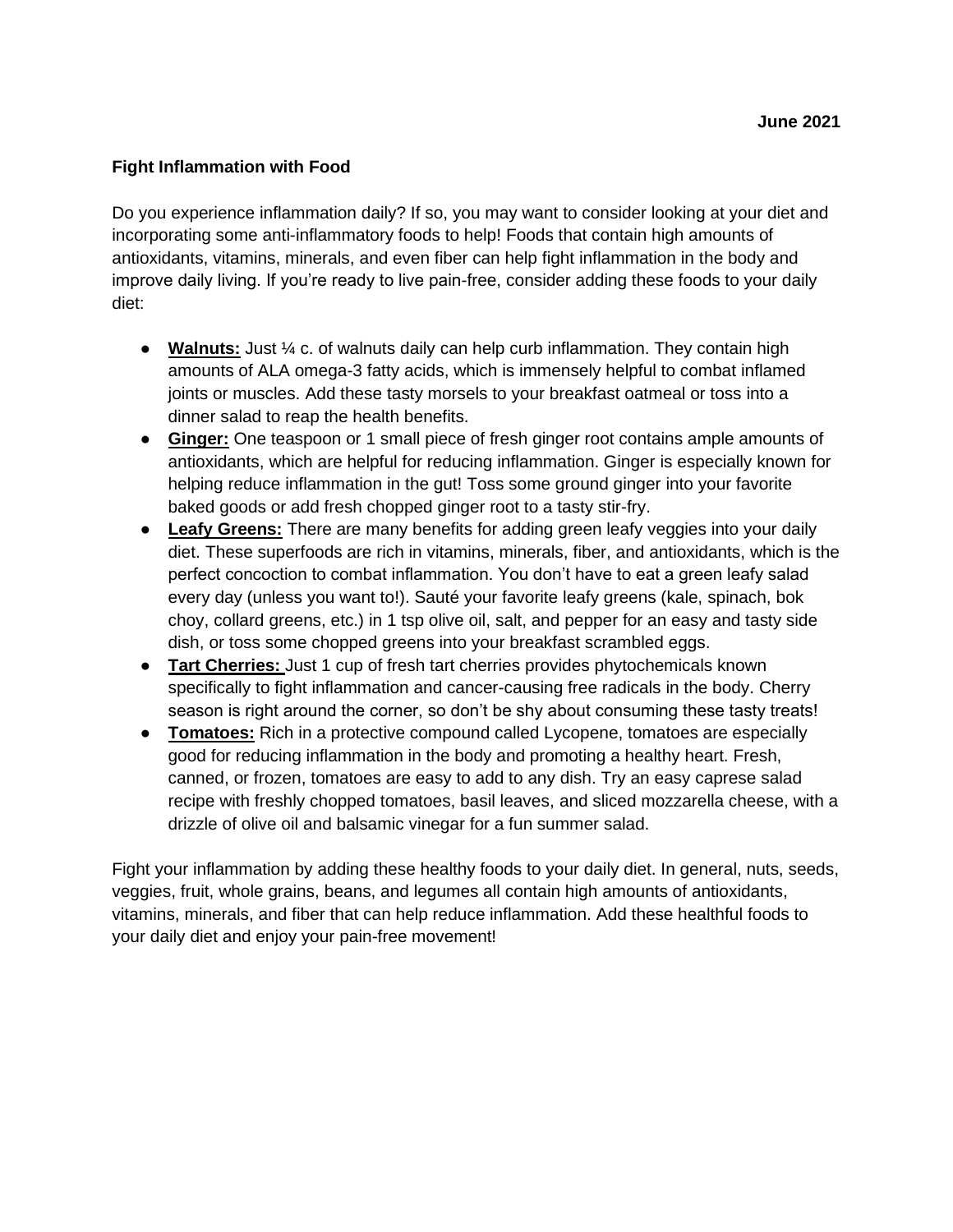**June 2021**

## Fight Inflammation with Food

Do you experience inflammation daily? If so, you may want to consider looking at your diet and incorporating some anti-inflammatory foods to help! Foods that contain high amounts of antioxidants, vitamins, minerals, and even fiber can help fight inflammation in the body and improve daily living. If you're ready to live pain-free, consider adding these foods to your daily diet:

- **Walnuts:** Just ¼ c. of walnuts daily can help curb inflammation. They contain high amounts of ALA omega-3 fatty acids, which is immensely helpful to combat inflamed joints or muscles. Add these tasty morsels to your breakfast oatmeal or toss into a dinner salad to reap the health benefits.
- **Ginger:** One teaspoon or 1 small piece of fresh ginger root contains ample amounts of antioxidants, which are helpful for reducing inflammation. Ginger is especially known for helping reduce inflammation in the gut! Toss some ground ginger into your favorite baked goods or add fresh chopped ginger root to a tasty stir-fry.
- **Leafy Greens:** There are many benefits for adding green leafy veggies into your daily diet. These superfoods are rich in vitamins, minerals, fiber, and antioxidants, which is the perfect concoction to combat inflammation. You don't have to eat a green leafy salad every day (unless you want to!). Sauté your favorite leafy greens (kale, spinach, bok choy, collard greens, etc.) in 1 tsp olive oil, salt, and pepper for an easy and tasty side dish, or toss some chopped greens into your breakfast scrambled eggs.
- **Tart Cherries:** Just 1 cup of fresh tart cherries provides phytochemicals known specifically to fight inflammation and cancer-causing free radicals in the body. Cherry season is right around the corner, so don't be shy about consuming these tasty treats!
- **Tomatoes:** Rich in a protective compound called Lycopene, tomatoes are especially good for reducing inflammation in the body and promoting a healthy heart. Fresh, canned, or frozen, tomatoes are easy to add to any dish. Try an easy caprese salad recipe with freshly chopped tomatoes, basil leaves, and sliced mozzarella cheese, with a drizzle of olive oil and balsamic vinegar for a fun summer salad.

Fight your inflammation by adding these healthy foods to your daily diet. In general, nuts, seeds, veggies, fruit, whole grains, beans, and legumes all contain high amounts of antioxidants, vitamins, minerals, and fiber that can help reduce inflammation. Add these healthful foods to your daily diet and enjoy your pain-free movement!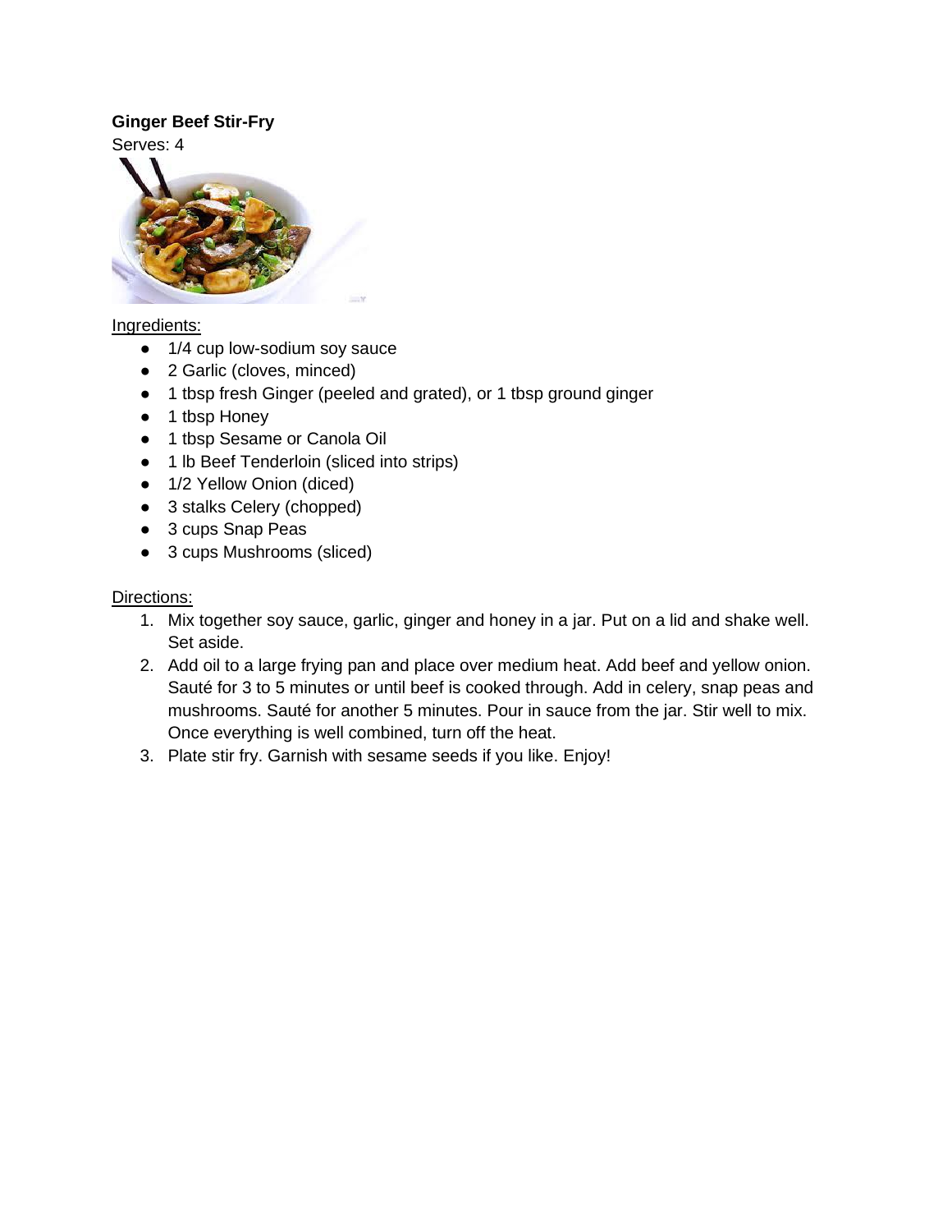**Ginger Beef Stir-Fry**

Serves: 4

Ingredients:

- 1/4 cup low-sodium soy sauce
- 2 Garlic (cloves, minced)
- 1 tbsp fresh Ginger (peeled and grated), or 1 tbsp ground ginger
- 1 tbsp Honey
- 1 tbsp Sesame or Canola Oil
- 1 lb Beef Tenderloin (sliced into strips)
- 1/2 Yellow Onion (diced)
- 3 stalks Celery (chopped)
- 3 cups Snap Peas
- 3 cups Mushrooms (sliced)

Directions:

1. Mix together soy sauce, garlic, ginger and honey in a jar. Put on a lid and shake well. Set aside.
2. Add oil to a large frying pan and place over medium heat. Add beef and yellow onion. Sauté for 3 to 5 minutes or until beef is cooked through. Add in celery, snap peas and mushrooms. Sauté for another 5 minutes. Pour in sauce from the jar. Stir well to mix. Once everything is well combined, turn off the heat.
3. Plate stir fry. Garnish with sesame seeds if you like. Enjoy!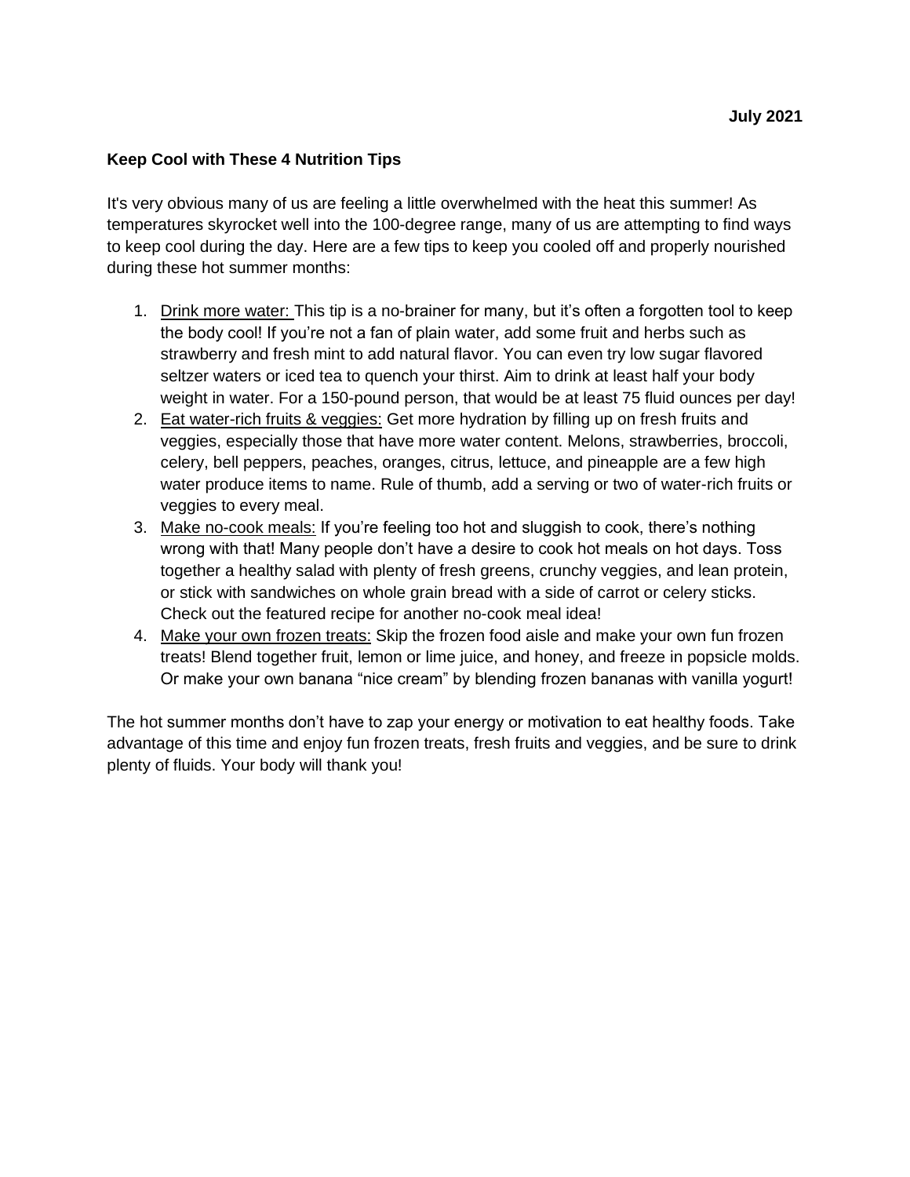**July 2021**

**Keep Cool with These 4 Nutrition Tips**

It's very obvious many of us are feeling a little overwhelmed with the heat this summer! As temperatures skyrocket well into the 100-degree range, many of us are attempting to find ways to keep cool during the day. Here are a few tips to keep you cooled off and properly nourished during these hot summer months:

1. Drink more water: This tip is a no-brainer for many, but it's often a forgotten tool to keep the body cool! If you're not a fan of plain water, add some fruit and herbs such as strawberry and fresh mint to add natural flavor. You can even try low sugar flavored seltzer waters or iced tea to quench your thirst. Aim to drink at least half your body weight in water. For a 150-pound person, that would be at least 75 fluid ounces per day!
2. Eat water-rich fruits & veggies: Get more hydration by filling up on fresh fruits and veggies, especially those that have more water content. Melons, strawberries, broccoli, celery, bell peppers, peaches, oranges, citrus, lettuce, and pineapple are a few high water produce items to name. Rule of thumb, add a serving or two of water-rich fruits or veggies to every meal.
3. Make no-cook meals: If you're feeling too hot and sluggish to cook, there's nothing wrong with that! Many people don't have a desire to cook hot meals on hot days. Toss together a healthy salad with plenty of fresh greens, crunchy veggies, and lean protein, or stick with sandwiches on whole grain bread with a side of carrot or celery sticks. Check out the featured recipe for another no-cook meal idea!
4. Make your own frozen treats: Skip the frozen food aisle and make your own fun frozen treats! Blend together fruit, lemon or lime juice, and honey, and freeze in popsicle molds. Or make your own banana "nice cream" by blending frozen bananas with vanilla yogurt!

The hot summer months don't have to zap your energy or motivation to eat healthy foods. Take advantage of this time and enjoy fun frozen treats, fresh fruits and veggies, and be sure to drink plenty of fluids. Your body will thank you!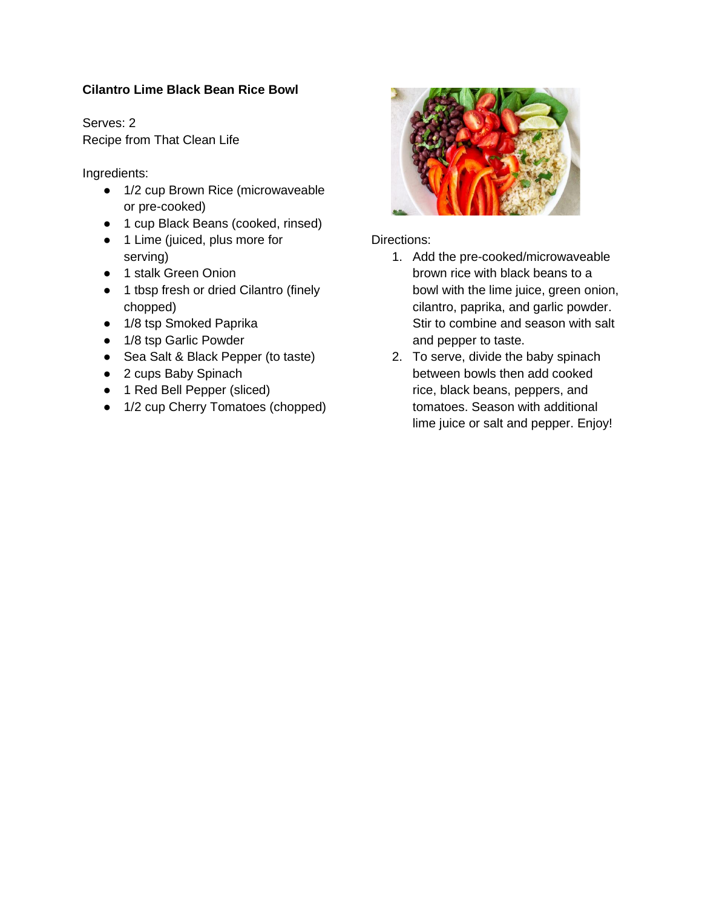**Cilantro Lime Black Bean Rice Bowl**

Serves: 2
Recipe from That Clean Life

Ingredients:

- 1/2 cup Brown Rice (microwaveable or pre-cooked)
- 1 cup Black Beans (cooked, rinsed)
- 1 Lime (juiced, plus more for serving)
- 1 stalk Green Onion
- 1 tbsp fresh or dried Cilantro (finely chopped)
- 1/8 tsp Smoked Paprika
- 1/8 tsp Garlic Powder
- Sea Salt & Black Pepper (to taste)
- 2 cups Baby Spinach
- 1 Red Bell Pepper (sliced)
- 1/2 cup Cherry Tomatoes (chopped)

Directions:

1. Add the pre-cooked/microwaveable brown rice with black beans to a bowl with the lime juice, green onion, cilantro, paprika, and garlic powder. Stir to combine and season with salt and pepper to taste.
2. To serve, divide the baby spinach between bowls then add cooked rice, black beans, peppers, and tomatoes. Season with additional lime juice or salt and pepper. Enjoy!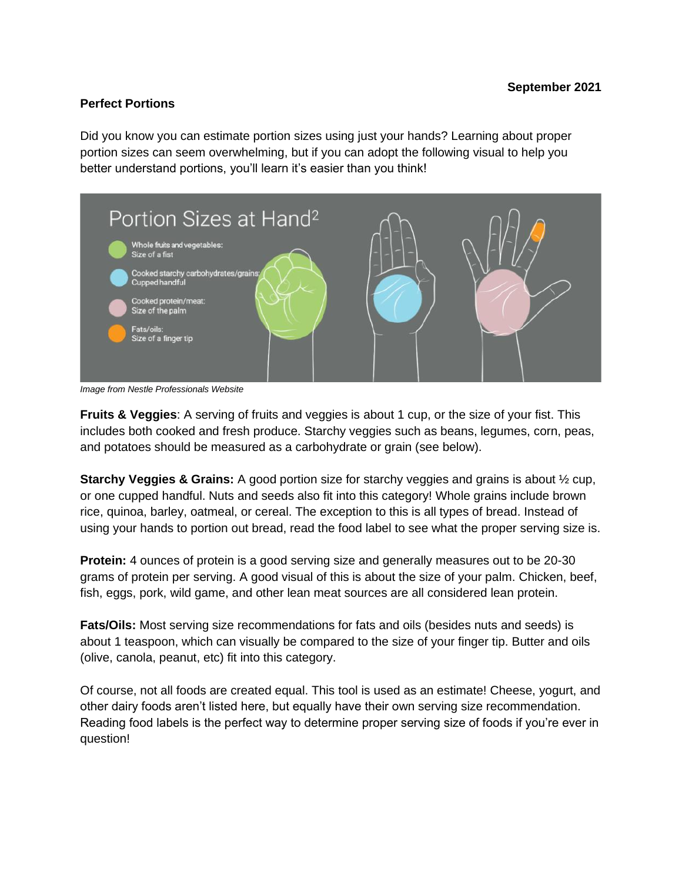**September 2021**

## Perfect Portions

Did you know you can estimate portion sizes using just your hands? Learning about proper portion sizes can seem overwhelming, but if you can adopt the following visual to help you better understand portions, you'll learn it's easier than you think!

**Portion Sizes at Hand**[2]

- Whole fruits and vegetables: Size of a fist
- Cooked starchy carbohydrates/grains: Cupped handful
- Cooked protein/meat: Size of the palm
- Fats/oils: Size of a finger tip

*Image from Nestle Professionals Website*

**Fruits & Veggies**: A serving of fruits and veggies is about 1 cup, or the size of your fist. This includes both cooked and fresh produce. Starchy veggies such as beans, legumes, corn, peas, and potatoes should be measured as a carbohydrate or grain (see below).

**Starchy Veggies & Grains:** A good portion size for starchy veggies and grains is about ½ cup, or one cupped handful. Nuts and seeds also fit into this category! Whole grains include brown rice, quinoa, barley, oatmeal, or cereal. The exception to this is all types of bread. Instead of using your hands to portion out bread, read the food label to see what the proper serving size is.

**Protein:** 4 ounces of protein is a good serving size and generally measures out to be 20-30 grams of protein per serving. A good visual of this is about the size of your palm. Chicken, beef, fish, eggs, pork, wild game, and other lean meat sources are all considered lean protein.

**Fats/Oils:** Most serving size recommendations for fats and oils (besides nuts and seeds) is about 1 teaspoon, which can visually be compared to the size of your finger tip. Butter and oils (olive, canola, peanut, etc) fit into this category.

Of course, not all foods are created equal. This tool is used as an estimate! Cheese, yogurt, and other dairy foods aren't listed here, but equally have their own serving size recommendation. Reading food labels is the perfect way to determine proper serving size of foods if you're ever in question!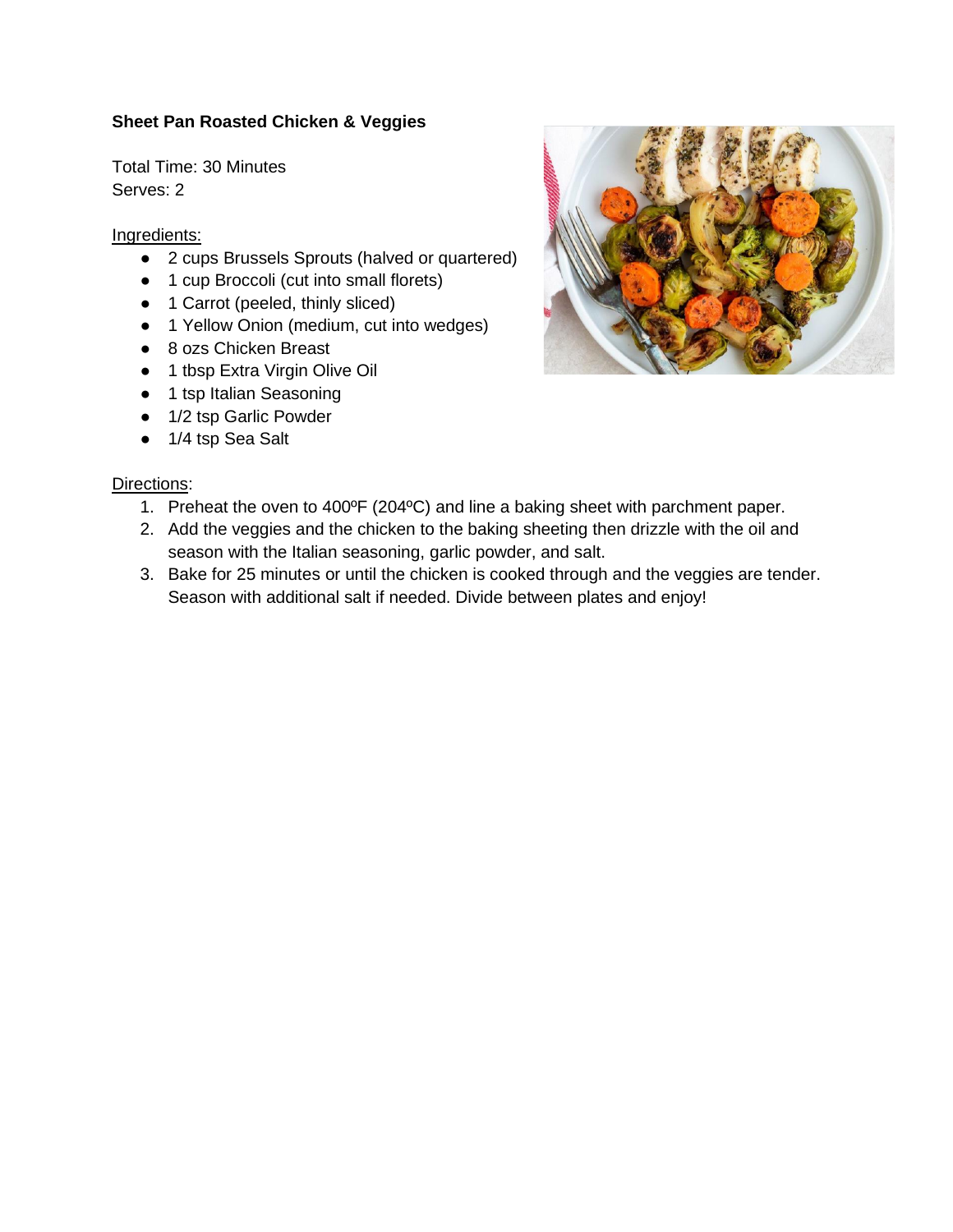**Sheet Pan Roasted Chicken & Veggies**

Total Time: 30 Minutes
Serves: 2

Ingredients:

- 2 cups Brussels Sprouts (halved or quartered)
- 1 cup Broccoli (cut into small florets)
- 1 Carrot (peeled, thinly sliced)
- 1 Yellow Onion (medium, cut into wedges)
- 8 ozs Chicken Breast
- 1 tbsp Extra Virgin Olive Oil
- 1 tsp Italian Seasoning
- 1/2 tsp Garlic Powder
- 1/4 tsp Sea Salt

Directions:

1. Preheat the oven to 400ºF (204ºC) and line a baking sheet with parchment paper.
2. Add the veggies and the chicken to the baking sheeting then drizzle with the oil and season with the Italian seasoning, garlic powder, and salt.
3. Bake for 25 minutes or until the chicken is cooked through and the veggies are tender. Season with additional salt if needed. Divide between plates and enjoy!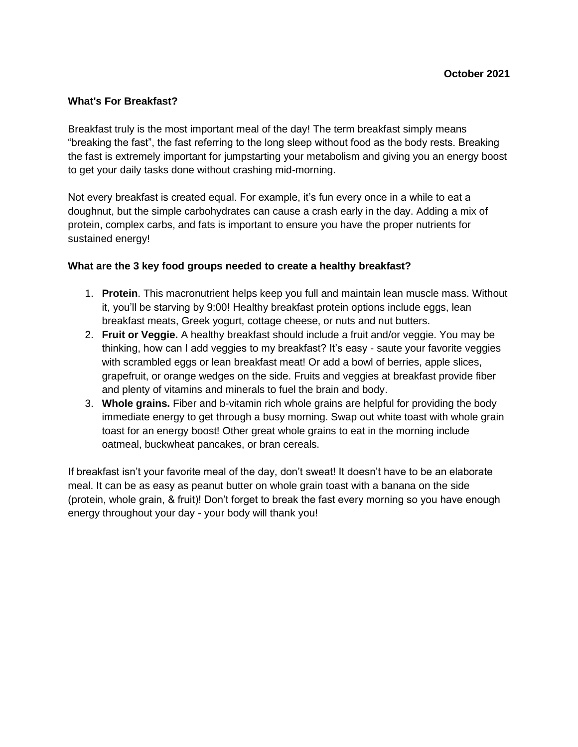**October 2021**

## What's For Breakfast?

Breakfast truly is the most important meal of the day! The term breakfast simply means “breaking the fast”, the fast referring to the long sleep without food as the body rests. Breaking the fast is extremely important for jumpstarting your metabolism and giving you an energy boost to get your daily tasks done without crashing mid-morning.

Not every breakfast is created equal. For example, it’s fun every once in a while to eat a doughnut, but the simple carbohydrates can cause a crash early in the day. Adding a mix of protein, complex carbs, and fats is important to ensure you have the proper nutrients for sustained energy!

### What are the 3 key food groups needed to create a healthy breakfast?

1. **Protein**. This macronutrient helps keep you full and maintain lean muscle mass. Without it, you’ll be starving by 9:00! Healthy breakfast protein options include eggs, lean breakfast meats, Greek yogurt, cottage cheese, or nuts and nut butters.
2. **Fruit or Veggie.** A healthy breakfast should include a fruit and/or veggie. You may be thinking, how can I add veggies to my breakfast? It’s easy - saute your favorite veggies with scrambled eggs or lean breakfast meat! Or add a bowl of berries, apple slices, grapefruit, or orange wedges on the side. Fruits and veggies at breakfast provide fiber and plenty of vitamins and minerals to fuel the brain and body.
3. **Whole grains.** Fiber and b-vitamin rich whole grains are helpful for providing the body immediate energy to get through a busy morning. Swap out white toast with whole grain toast for an energy boost! Other great whole grains to eat in the morning include oatmeal, buckwheat pancakes, or bran cereals.

If breakfast isn’t your favorite meal of the day, don’t sweat! It doesn’t have to be an elaborate meal. It can be as easy as peanut butter on whole grain toast with a banana on the side (protein, whole grain, & fruit)! Don’t forget to break the fast every morning so you have enough energy throughout your day - your body will thank you!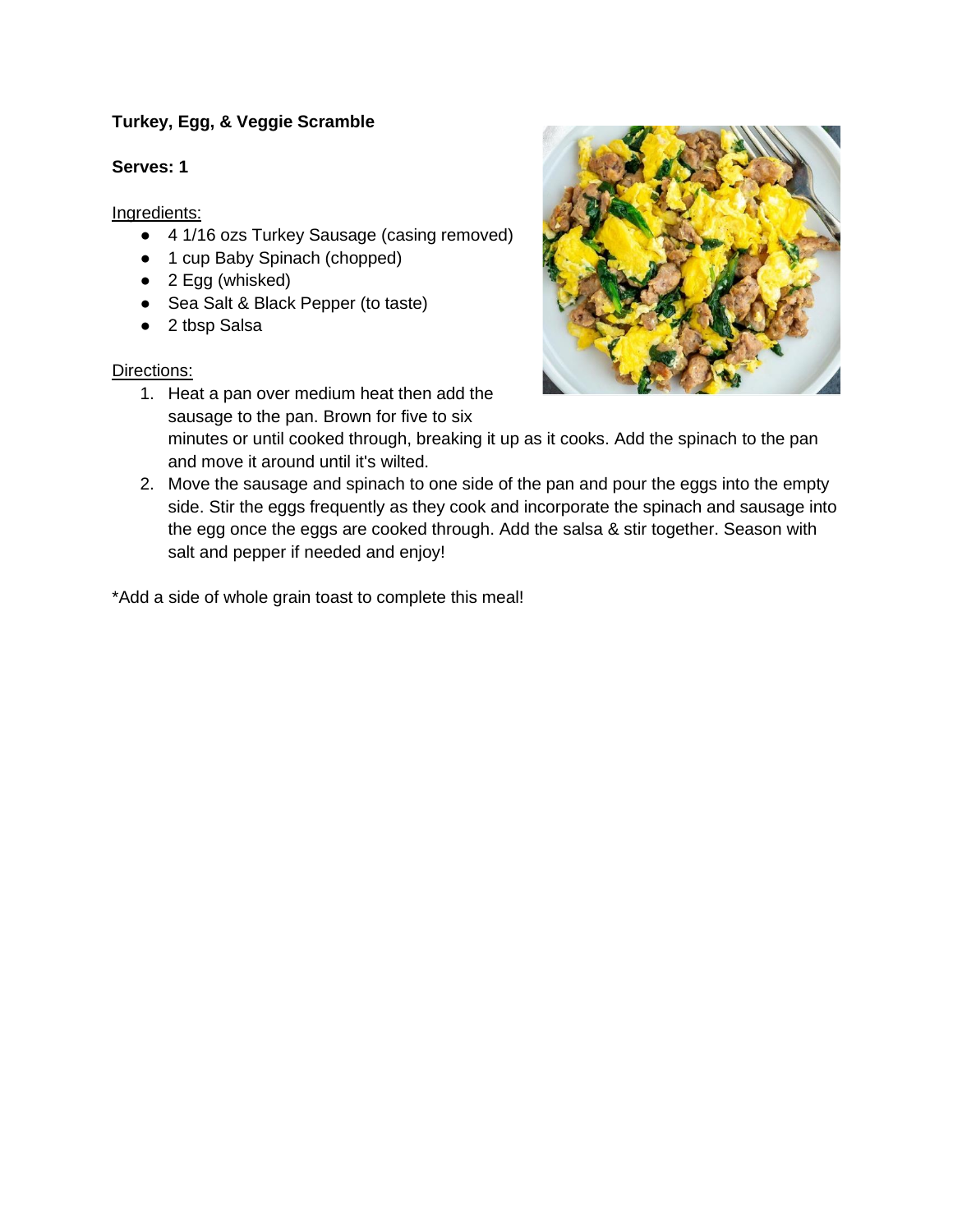**Turkey, Egg, & Veggie Scramble**

**Serves: 1**

Ingredients:

- 4 1/16 ozs Turkey Sausage (casing removed)
- 1 cup Baby Spinach (chopped)
- 2 Egg (whisked)
- Sea Salt & Black Pepper (to taste)
- 2 tbsp Salsa

Directions:

1. Heat a pan over medium heat then add the sausage to the pan. Brown for five to six minutes or until cooked through, breaking it up as it cooks. Add the spinach to the pan and move it around until it's wilted.
2. Move the sausage and spinach to one side of the pan and pour the eggs into the empty side. Stir the eggs frequently as they cook and incorporate the spinach and sausage into the egg once the eggs are cooked through. Add the salsa & stir together. Season with salt and pepper if needed and enjoy!

*Add a side of whole grain toast to complete this meal!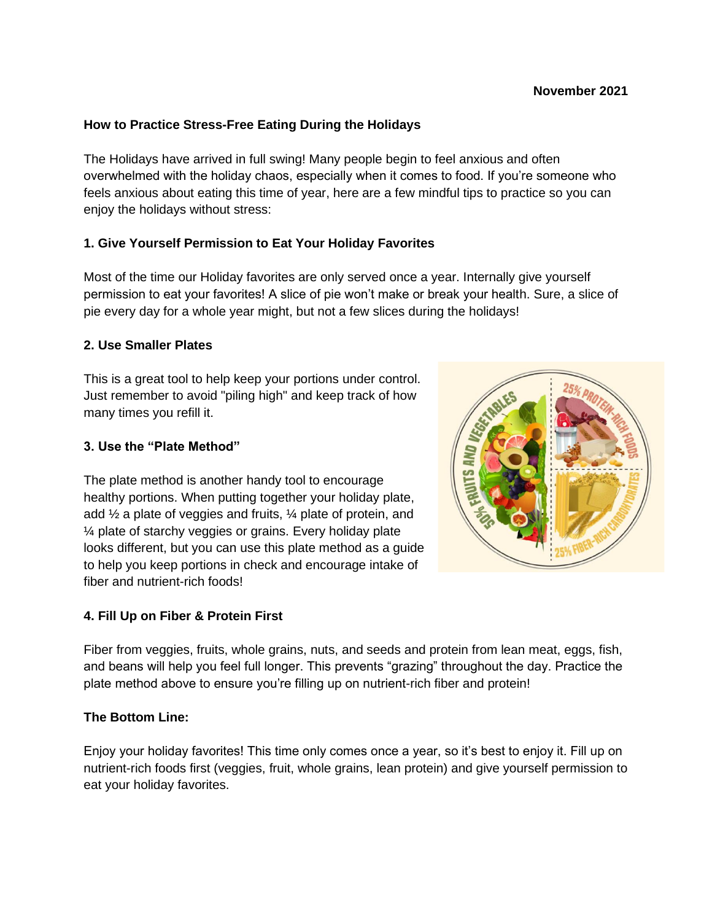November 2021

## How to Practice Stress-Free Eating During the Holidays

The Holidays have arrived in full swing! Many people begin to feel anxious and often overwhelmed with the holiday chaos, especially when it comes to food. If you're someone who feels anxious about eating this time of year, here are a few mindful tips to practice so you can enjoy the holidays without stress:

### 1. Give Yourself Permission to Eat Your Holiday Favorites

Most of the time our Holiday favorites are only served once a year. Internally give yourself permission to eat your favorites! A slice of pie won't make or break your health. Sure, a slice of pie every day for a whole year might, but not a few slices during the holidays!

### 2. Use Smaller Plates

This is a great tool to help keep your portions under control. Just remember to avoid "piling high" and keep track of how many times you refill it.

### 3. Use the "Plate Method"

The plate method is another handy tool to encourage healthy portions. When putting together your holiday plate, add ½ a plate of veggies and fruits, ¼ plate of protein, and ¼ plate of starchy veggies or grains. Every holiday plate looks different, but you can use this plate method as a guide to help you keep portions in check and encourage intake of fiber and nutrient-rich foods!

### 4. Fill Up on Fiber & Protein First

Fiber from veggies, fruits, whole grains, nuts, and seeds and protein from lean meat, eggs, fish, and beans will help you feel full longer. This prevents "grazing" throughout the day. Practice the plate method above to ensure you're filling up on nutrient-rich fiber and protein!

### The Bottom Line:

Enjoy your holiday favorites! This time only comes once a year, so it's best to enjoy it. Fill up on nutrient-rich foods first (veggies, fruit, whole grains, lean protein) and give yourself permission to eat your holiday favorites.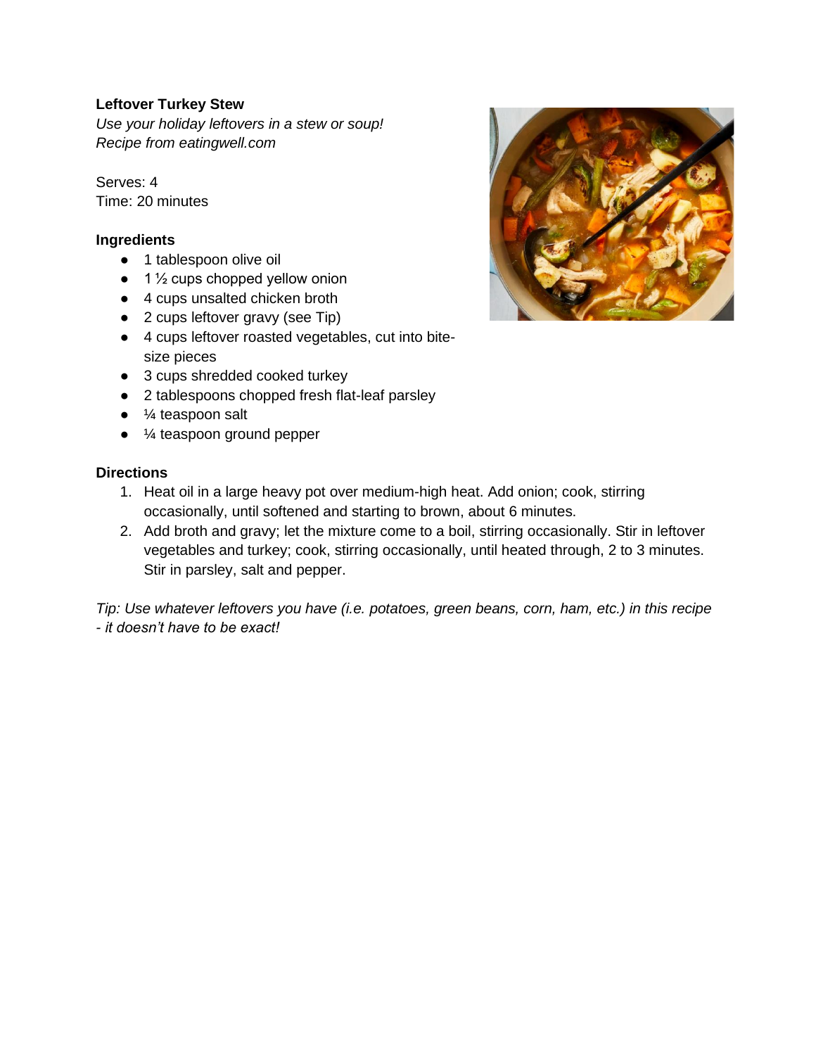**Leftover Turkey Stew**

*Use your holiday leftovers in a stew or soup!*
*Recipe from eatingwell.com*

Serves: 4
Time: 20 minutes

**Ingredients**

- 1 tablespoon olive oil
- 1 ½ cups chopped yellow onion
- 4 cups unsalted chicken broth
- 2 cups leftover gravy (see Tip)
- 4 cups leftover roasted vegetables, cut into bite-size pieces
- 3 cups shredded cooked turkey
- 2 tablespoons chopped fresh flat-leaf parsley
- ¼ teaspoon salt
- ¼ teaspoon ground pepper

**Directions**

1. Heat oil in a large heavy pot over medium-high heat. Add onion; cook, stirring occasionally, until softened and starting to brown, about 6 minutes.
2. Add broth and gravy; let the mixture come to a boil, stirring occasionally. Stir in leftover vegetables and turkey; cook, stirring occasionally, until heated through, 2 to 3 minutes. Stir in parsley, salt and pepper.

*Tip: Use whatever leftovers you have (i.e. potatoes, green beans, corn, ham, etc.) in this recipe - it doesn't have to be exact!*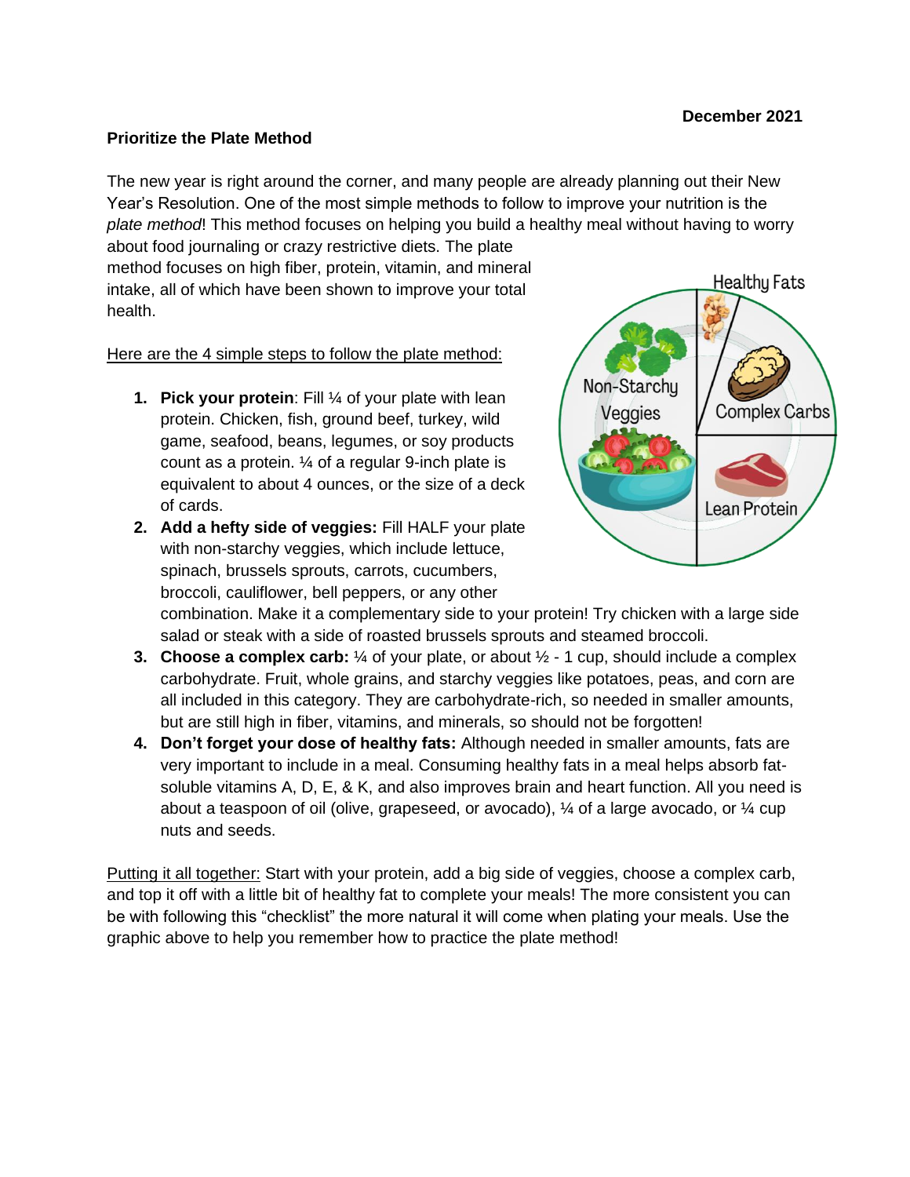December 2021

**Prioritize the Plate Method**

The new year is right around the corner, and many people are already planning out their New Year's Resolution. One of the most simple methods to follow to improve your nutrition is the *plate method*! This method focuses on helping you build a healthy meal without having to worry about food journaling or crazy restrictive diets. The plate method focuses on high fiber, protein, vitamin, and mineral intake, all of which have been shown to improve your total health.

Here are the 4 simple steps to follow the plate method:

1. **Pick your protein**: Fill ¼ of your plate with lean protein. Chicken, fish, ground beef, turkey, wild game, seafood, beans, legumes, or soy products count as a protein. ¼ of a regular 9-inch plate is equivalent to about 4 ounces, or the size of a deck of cards.
2. **Add a hefty side of veggies:** Fill HALF your plate with non-starchy veggies, which include lettuce, spinach, brussels sprouts, carrots, cucumbers, broccoli, cauliflower, bell peppers, or any other combination. Make it a complementary side to your protein! Try chicken with a large side salad or steak with a side of roasted brussels sprouts and steamed broccoli.
3. **Choose a complex carb:** ¼ of your plate, or about ½ - 1 cup, should include a complex carbohydrate. Fruit, whole grains, and starchy veggies like potatoes, peas, and corn are all included in this category. They are carbohydrate-rich, so needed in smaller amounts, but are still high in fiber, vitamins, and minerals, so should not be forgotten!
4. **Don't forget your dose of healthy fats:** Although needed in smaller amounts, fats are very important to include in a meal. Consuming healthy fats in a meal helps absorb fat-soluble vitamins A, D, E, & K, and also improves brain and heart function. All you need is about a teaspoon of oil (olive, grapeseed, or avocado), ¼ of a large avocado, or ¼ cup nuts and seeds.

Putting it all together: Start with your protein, add a big side of veggies, choose a complex carb, and top it off with a little bit of healthy fat to complete your meals! The more consistent you can be with following this "checklist" the more natural it will come when plating your meals. Use the graphic above to help you remember how to practice the plate method!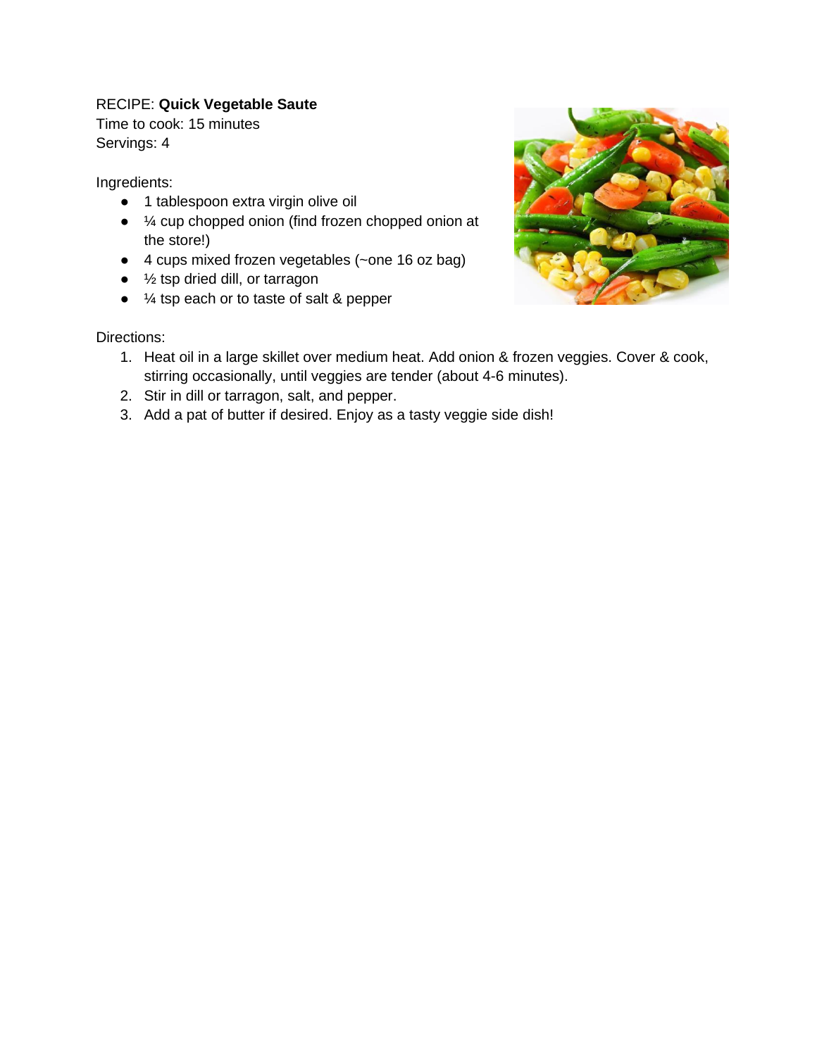RECIPE: **Quick Vegetable Saute**
Time to cook: 15 minutes
Servings: 4

Ingredients:

- 1 tablespoon extra virgin olive oil
- ¼ cup chopped onion (find frozen chopped onion at the store!)
- 4 cups mixed frozen vegetables (~one 16 oz bag)
- ½ tsp dried dill, or tarragon
- ¼ tsp each or to taste of salt & pepper

Directions:

1. Heat oil in a large skillet over medium heat. Add onion & frozen veggies. Cover & cook, stirring occasionally, until veggies are tender (about 4-6 minutes).
2. Stir in dill or tarragon, salt, and pepper.
3. Add a pat of butter if desired. Enjoy as a tasty veggie side dish!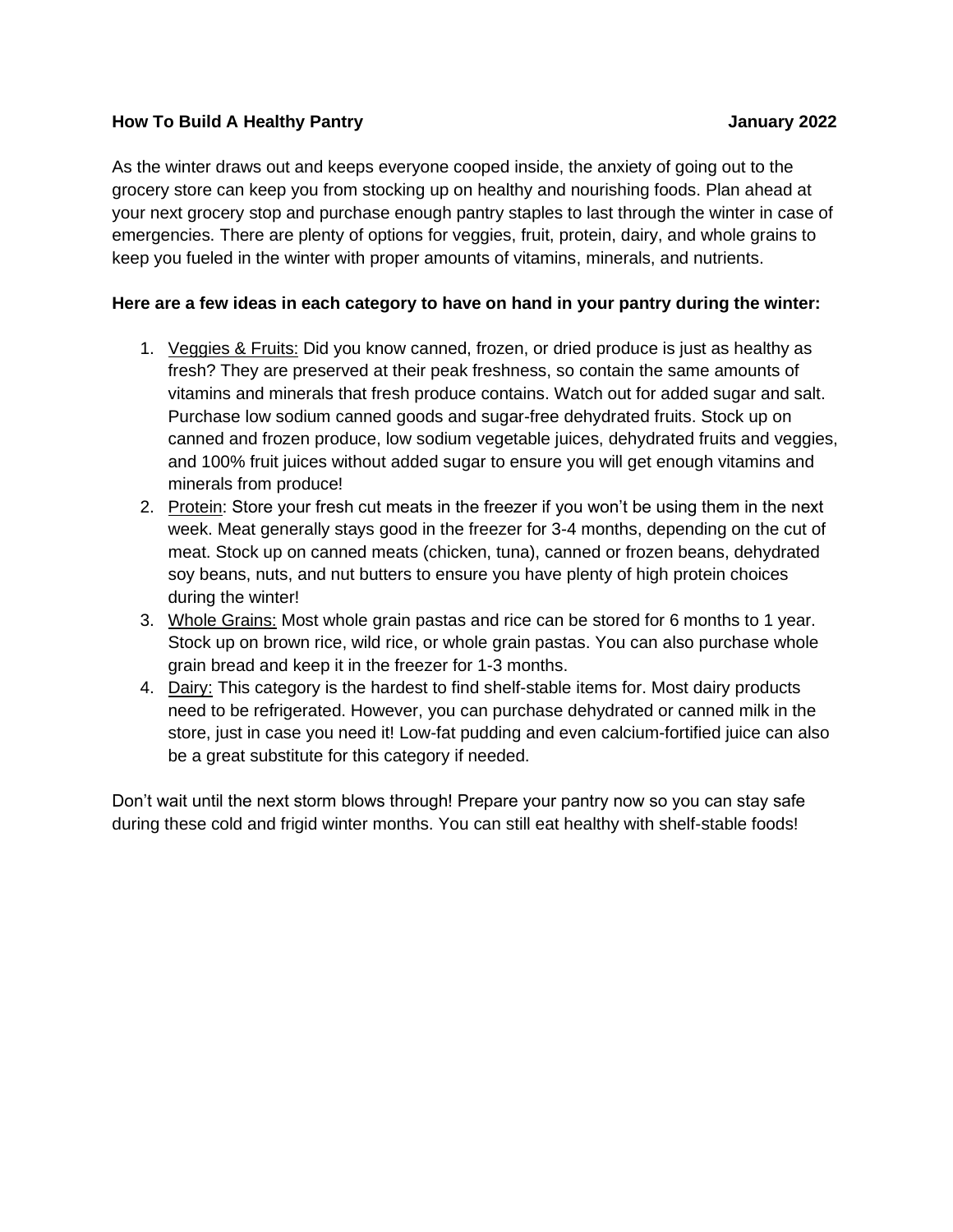**How To Build A Healthy Pantry** **January 2022**

As the winter draws out and keeps everyone cooped inside, the anxiety of going out to the grocery store can keep you from stocking up on healthy and nourishing foods. Plan ahead at your next grocery stop and purchase enough pantry staples to last through the winter in case of emergencies. There are plenty of options for veggies, fruit, protein, dairy, and whole grains to keep you fueled in the winter with proper amounts of vitamins, minerals, and nutrients.

**Here are a few ideas in each category to have on hand in your pantry during the winter:**

1. <u>Veggies & Fruits:</u> Did you know canned, frozen, or dried produce is just as healthy as fresh? They are preserved at their peak freshness, so contain the same amounts of vitamins and minerals that fresh produce contains. Watch out for added sugar and salt. Purchase low sodium canned goods and sugar-free dehydrated fruits. Stock up on canned and frozen produce, low sodium vegetable juices, dehydrated fruits and veggies, and 100% fruit juices without added sugar to ensure you will get enough vitamins and minerals from produce!
2. <u>Protein</u>: Store your fresh cut meats in the freezer if you won't be using them in the next week. Meat generally stays good in the freezer for 3-4 months, depending on the cut of meat. Stock up on canned meats (chicken, tuna), canned or frozen beans, dehydrated soy beans, nuts, and nut butters to ensure you have plenty of high protein choices during the winter!
3. <u>Whole Grains:</u> Most whole grain pastas and rice can be stored for 6 months to 1 year. Stock up on brown rice, wild rice, or whole grain pastas. You can also purchase whole grain bread and keep it in the freezer for 1-3 months.
4. <u>Dairy:</u> This category is the hardest to find shelf-stable items for. Most dairy products need to be refrigerated. However, you can purchase dehydrated or canned milk in the store, just in case you need it! Low-fat pudding and even calcium-fortified juice can also be a great substitute for this category if needed.

Don't wait until the next storm blows through! Prepare your pantry now so you can stay safe during these cold and frigid winter months. You can still eat healthy with shelf-stable foods!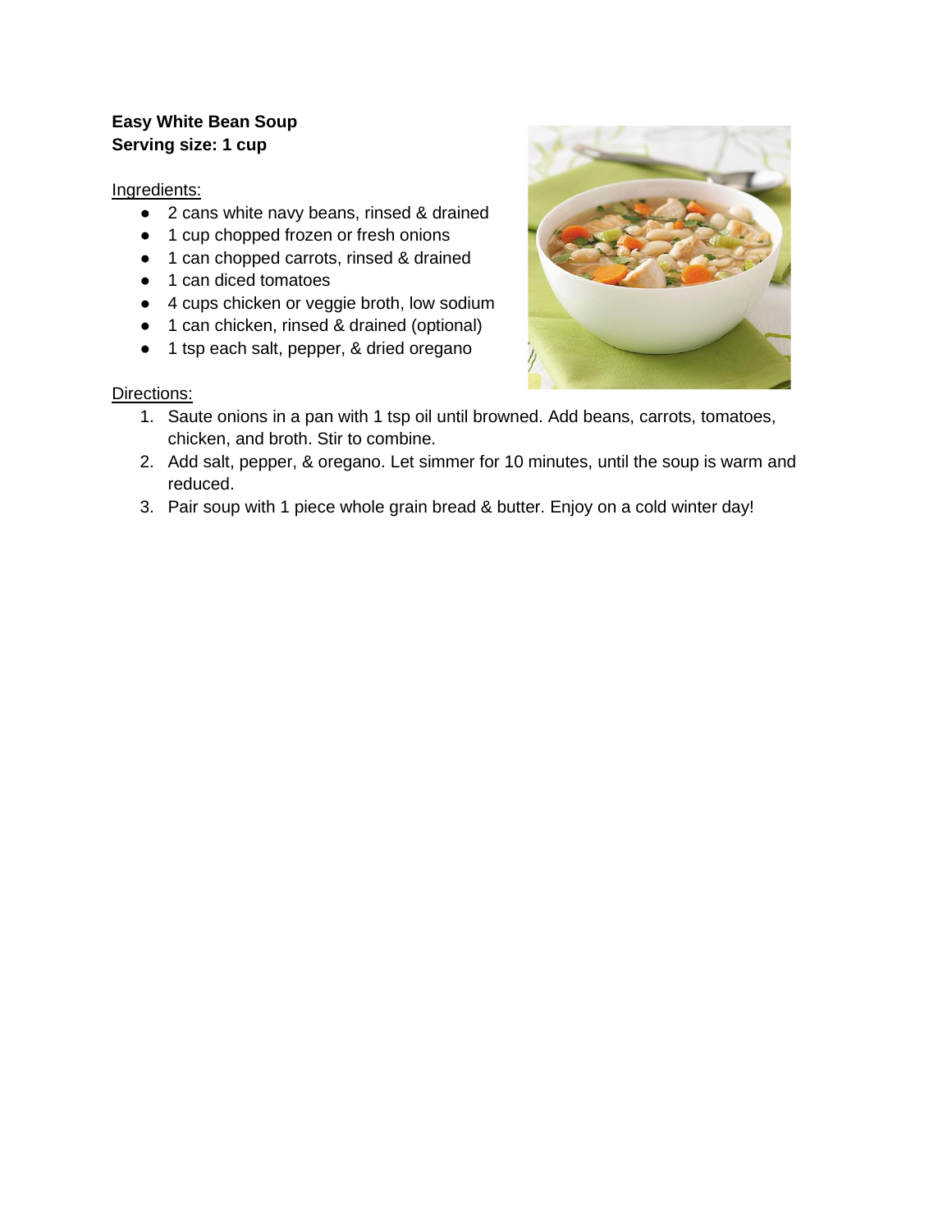**Easy White Bean Soup**
**Serving size: 1 cup**

Ingredients:

- 2 cans white navy beans, rinsed & drained
- 1 cup chopped frozen or fresh onions
- 1 can chopped carrots, rinsed & drained
- 1 can diced tomatoes
- 4 cups chicken or veggie broth, low sodium
- 1 can chicken, rinsed & drained (optional)
- 1 tsp each salt, pepper, & dried oregano

Directions:

1. Saute onions in a pan with 1 tsp oil until browned. Add beans, carrots, tomatoes, chicken, and broth. Stir to combine.
2. Add salt, pepper, & oregano. Let simmer for 10 minutes, until the soup is warm and reduced.
3. Pair soup with 1 piece whole grain bread & butter. Enjoy on a cold winter day!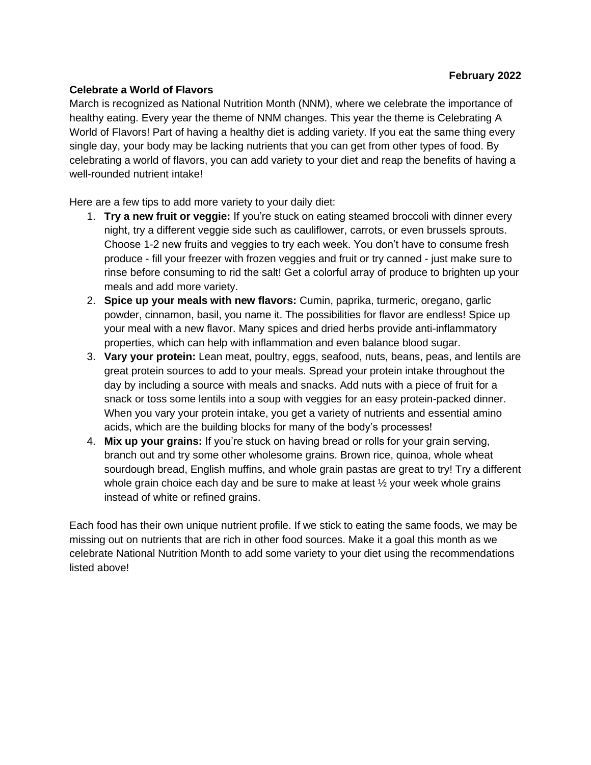**February 2022**

**Celebrate a World of Flavors**

March is recognized as National Nutrition Month (NNM), where we celebrate the importance of healthy eating. Every year the theme of NNM changes. This year the theme is Celebrating A World of Flavors! Part of having a healthy diet is adding variety. If you eat the same thing every single day, your body may be lacking nutrients that you can get from other types of food. By celebrating a world of flavors, you can add variety to your diet and reap the benefits of having a well-rounded nutrient intake!

Here are a few tips to add more variety to your daily diet:

1. **Try a new fruit or veggie:** If you're stuck on eating steamed broccoli with dinner every night, try a different veggie side such as cauliflower, carrots, or even brussels sprouts. Choose 1-2 new fruits and veggies to try each week. You don't have to consume fresh produce - fill your freezer with frozen veggies and fruit or try canned - just make sure to rinse before consuming to rid the salt! Get a colorful array of produce to brighten up your meals and add more variety.
2. **Spice up your meals with new flavors:** Cumin, paprika, turmeric, oregano, garlic powder, cinnamon, basil, you name it. The possibilities for flavor are endless! Spice up your meal with a new flavor. Many spices and dried herbs provide anti-inflammatory properties, which can help with inflammation and even balance blood sugar.
3. **Vary your protein:** Lean meat, poultry, eggs, seafood, nuts, beans, peas, and lentils are great protein sources to add to your meals. Spread your protein intake throughout the day by including a source with meals and snacks. Add nuts with a piece of fruit for a snack or toss some lentils into a soup with veggies for an easy protein-packed dinner. When you vary your protein intake, you get a variety of nutrients and essential amino acids, which are the building blocks for many of the body's processes!
4. **Mix up your grains:** If you're stuck on having bread or rolls for your grain serving, branch out and try some other wholesome grains. Brown rice, quinoa, whole wheat sourdough bread, English muffins, and whole grain pastas are great to try! Try a different whole grain choice each day and be sure to make at least ½ your week whole grains instead of white or refined grains.

Each food has their own unique nutrient profile. If we stick to eating the same foods, we may be missing out on nutrients that are rich in other food sources. Make it a goal this month as we celebrate National Nutrition Month to add some variety to your diet using the recommendations listed above!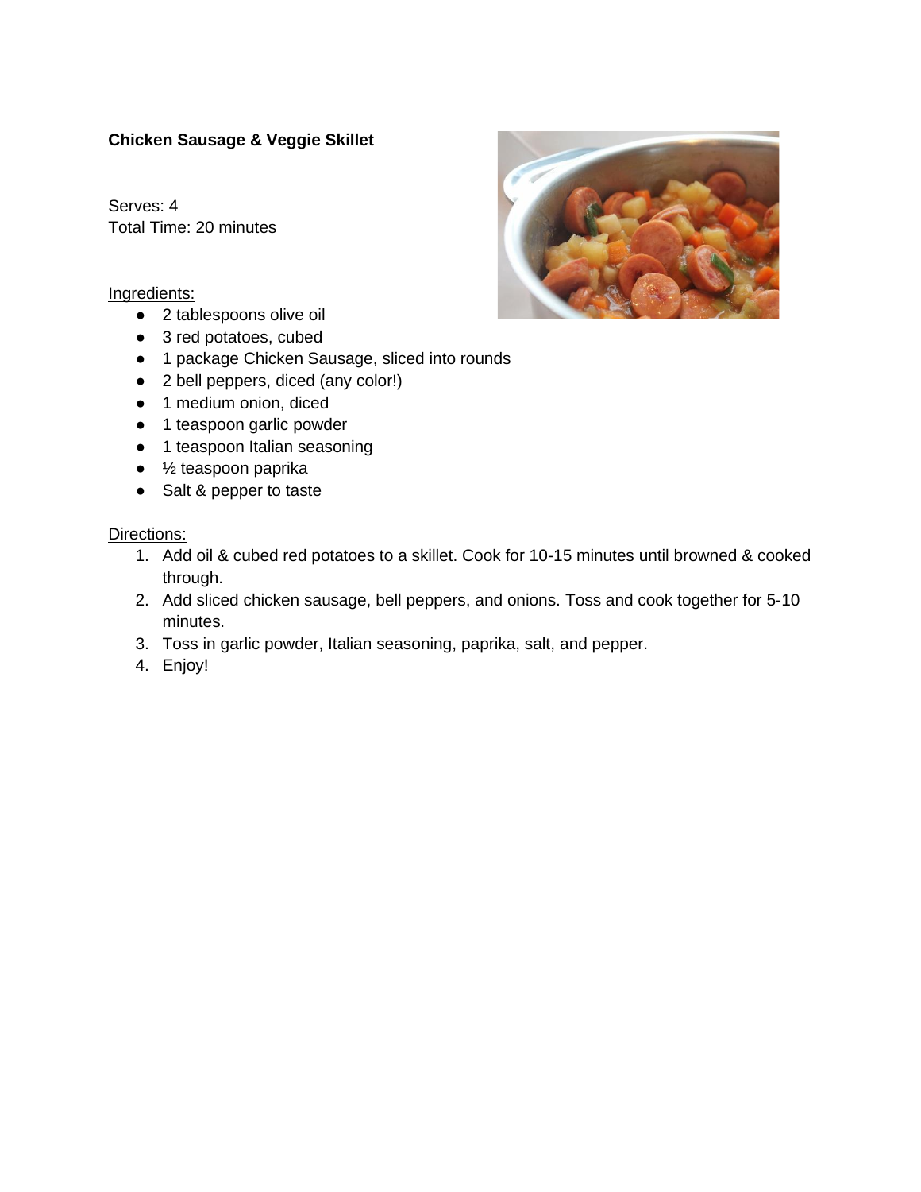**Chicken Sausage & Veggie Skillet**

Serves: 4
Total Time: 20 minutes

Ingredients:

- 2 tablespoons olive oil
- 3 red potatoes, cubed
- 1 package Chicken Sausage, sliced into rounds
- 2 bell peppers, diced (any color!)
- 1 medium onion, diced
- 1 teaspoon garlic powder
- 1 teaspoon Italian seasoning
- ½ teaspoon paprika
- Salt & pepper to taste

Directions:

1. Add oil & cubed red potatoes to a skillet. Cook for 10-15 minutes until browned & cooked through.
2. Add sliced chicken sausage, bell peppers, and onions. Toss and cook together for 5-10 minutes.
3. Toss in garlic powder, Italian seasoning, paprika, salt, and pepper.
4. Enjoy!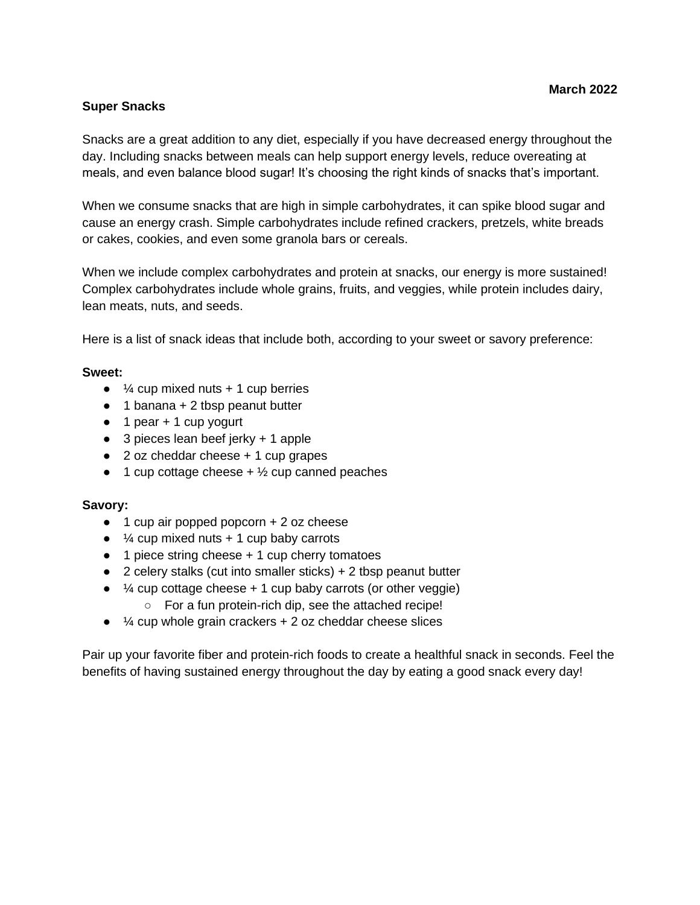**March 2022**

**Super Snacks**

Snacks are a great addition to any diet, especially if you have decreased energy throughout the day. Including snacks between meals can help support energy levels, reduce overeating at meals, and even balance blood sugar! It's choosing the right kinds of snacks that's important.

When we consume snacks that are high in simple carbohydrates, it can spike blood sugar and cause an energy crash. Simple carbohydrates include refined crackers, pretzels, white breads or cakes, cookies, and even some granola bars or cereals.

When we include complex carbohydrates and protein at snacks, our energy is more sustained! Complex carbohydrates include whole grains, fruits, and veggies, while protein includes dairy, lean meats, nuts, and seeds.

Here is a list of snack ideas that include both, according to your sweet or savory preference:

**Sweet:**

- ¼ cup mixed nuts + 1 cup berries
- 1 banana + 2 tbsp peanut butter
- 1 pear + 1 cup yogurt
- 3 pieces lean beef jerky + 1 apple
- 2 oz cheddar cheese + 1 cup grapes
- 1 cup cottage cheese + ½ cup canned peaches

**Savory:**

- 1 cup air popped popcorn + 2 oz cheese
- ¼ cup mixed nuts + 1 cup baby carrots
- 1 piece string cheese + 1 cup cherry tomatoes
- 2 celery stalks (cut into smaller sticks) + 2 tbsp peanut butter
- ¼ cup cottage cheese + 1 cup baby carrots (or other veggie)
  - For a fun protein-rich dip, see the attached recipe!
- ¼ cup whole grain crackers + 2 oz cheddar cheese slices

Pair up your favorite fiber and protein-rich foods to create a healthful snack in seconds. Feel the benefits of having sustained energy throughout the day by eating a good snack every day!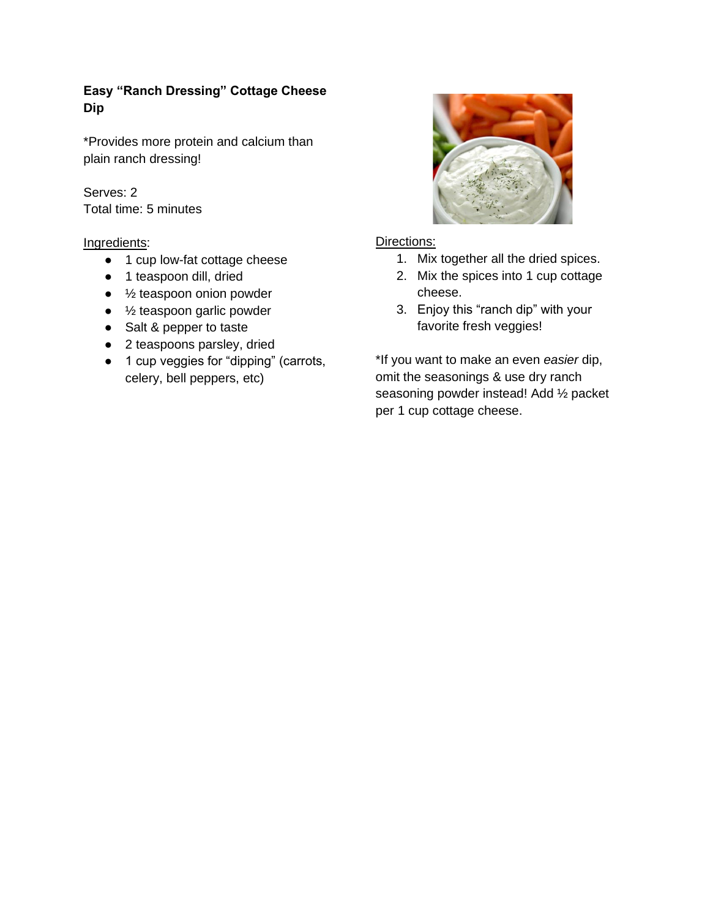**Easy “Ranch Dressing” Cottage Cheese Dip**

*Provides more protein and calcium than plain ranch dressing!

Serves: 2
Total time: 5 minutes

Ingredients:

- 1 cup low-fat cottage cheese
- 1 teaspoon dill, dried
- ½ teaspoon onion powder
- ½ teaspoon garlic powder
- Salt & pepper to taste
- 2 teaspoons parsley, dried
- 1 cup veggies for “dipping” (carrots, celery, bell peppers, etc)

Directions:

1. Mix together all the dried spices.
2. Mix the spices into 1 cup cottage cheese.
3. Enjoy this “ranch dip” with your favorite fresh veggies!

*If you want to make an even *easier* dip, omit the seasonings & use dry ranch seasoning powder instead! Add ½ packet per 1 cup cottage cheese.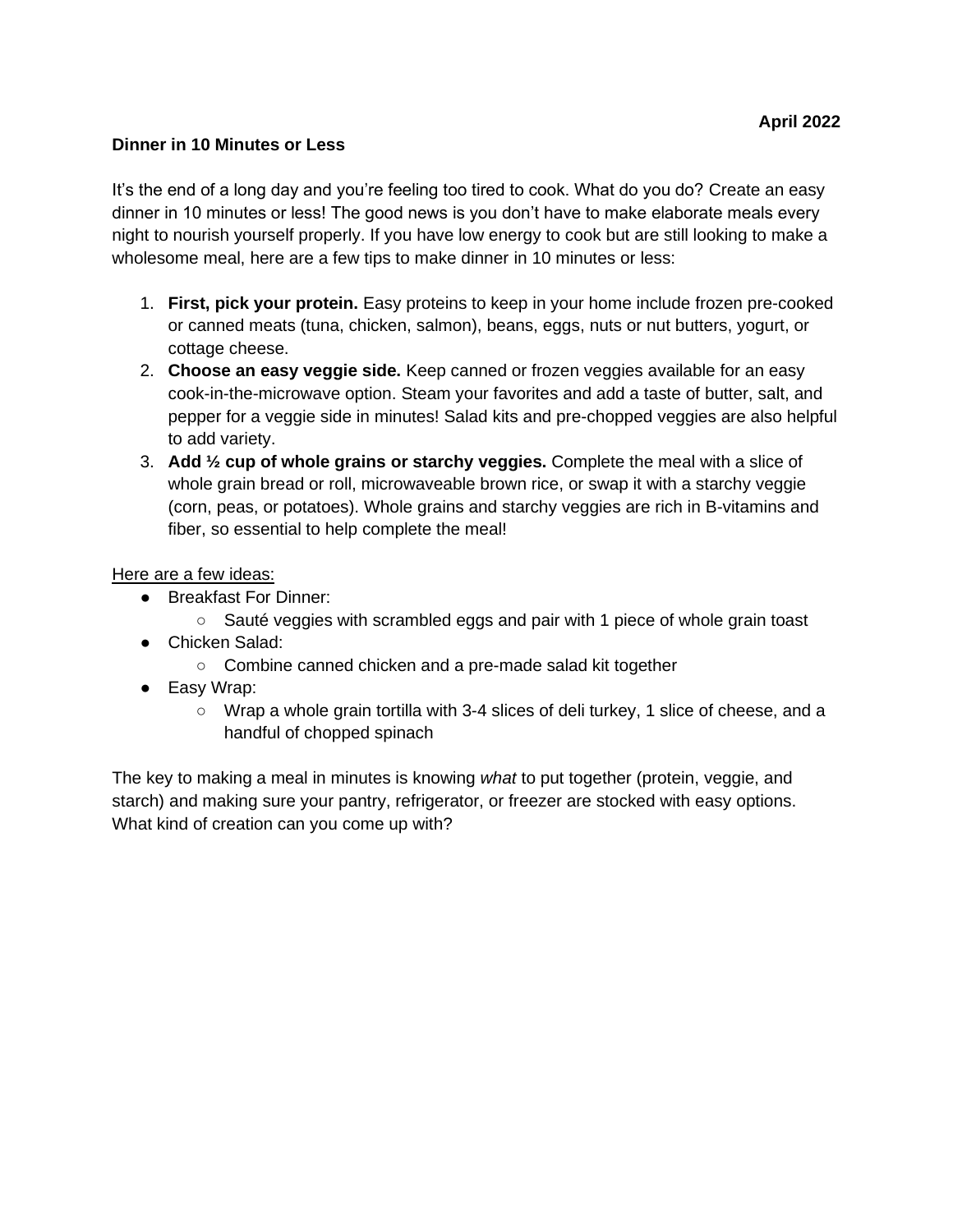**April 2022**

**Dinner in 10 Minutes or Less**

It's the end of a long day and you're feeling too tired to cook. What do you do? Create an easy dinner in 10 minutes or less! The good news is you don't have to make elaborate meals every night to nourish yourself properly. If you have low energy to cook but are still looking to make a wholesome meal, here are a few tips to make dinner in 10 minutes or less:

1. **First, pick your protein.** Easy proteins to keep in your home include frozen pre-cooked or canned meats (tuna, chicken, salmon), beans, eggs, nuts or nut butters, yogurt, or cottage cheese.
2. **Choose an easy veggie side.** Keep canned or frozen veggies available for an easy cook-in-the-microwave option. Steam your favorites and add a taste of butter, salt, and pepper for a veggie side in minutes! Salad kits and pre-chopped veggies are also helpful to add variety.
3. **Add ½ cup of whole grains or starchy veggies.** Complete the meal with a slice of whole grain bread or roll, microwaveable brown rice, or swap it with a starchy veggie (corn, peas, or potatoes). Whole grains and starchy veggies are rich in B-vitamins and fiber, so essential to help complete the meal!

<u>Here are a few ideas:</u>

- Breakfast For Dinner:
  - Sauté veggies with scrambled eggs and pair with 1 piece of whole grain toast
- Chicken Salad:
  - Combine canned chicken and a pre-made salad kit together
- Easy Wrap:
  - Wrap a whole grain tortilla with 3-4 slices of deli turkey, 1 slice of cheese, and a handful of chopped spinach

The key to making a meal in minutes is knowing *what* to put together (protein, veggie, and starch) and making sure your pantry, refrigerator, or freezer are stocked with easy options. What kind of creation can you come up with?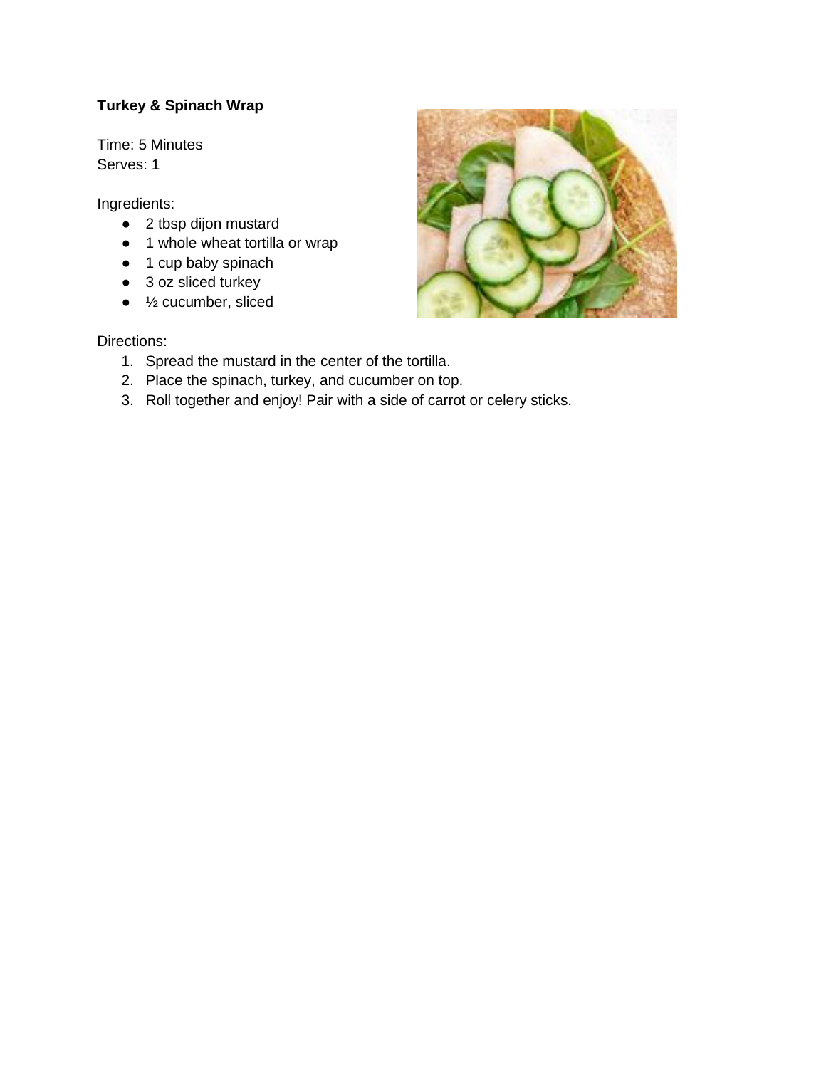**Turkey & Spinach Wrap**

Time: 5 Minutes
Serves: 1

Ingredients:

- 2 tbsp dijon mustard
- 1 whole wheat tortilla or wrap
- 1 cup baby spinach
- 3 oz sliced turkey
- ½ cucumber, sliced

Directions:

1. Spread the mustard in the center of the tortilla.
2. Place the spinach, turkey, and cucumber on top.
3. Roll together and enjoy! Pair with a side of carrot or celery sticks.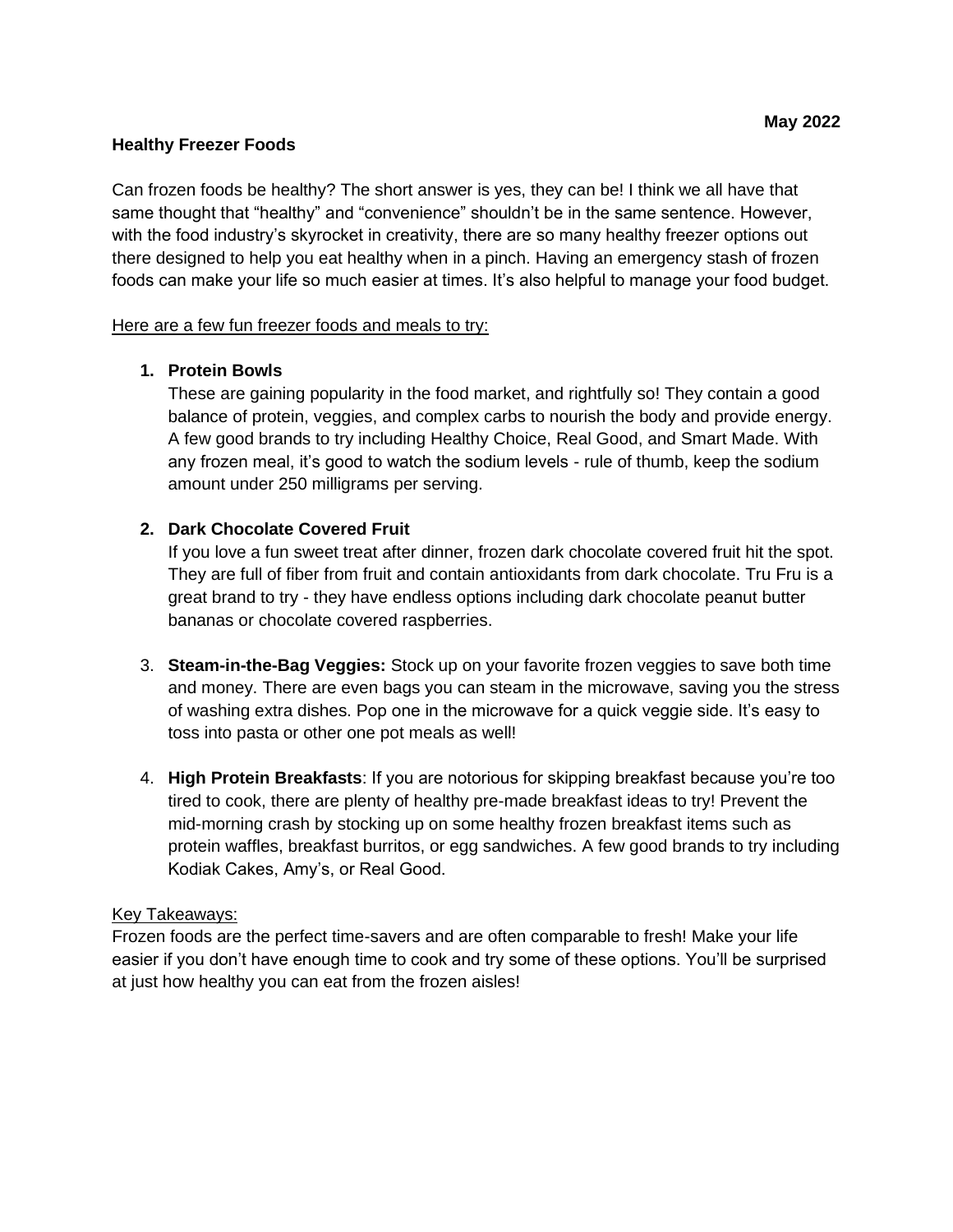**May 2022**

**Healthy Freezer Foods**

Can frozen foods be healthy? The short answer is yes, they can be! I think we all have that same thought that "healthy" and "convenience" shouldn't be in the same sentence. However, with the food industry's skyrocket in creativity, there are so many healthy freezer options out there designed to help you eat healthy when in a pinch. Having an emergency stash of frozen foods can make your life so much easier at times. It's also helpful to manage your food budget.

<u>Here are a few fun freezer foods and meals to try:</u>

1. **Protein Bowls**
   These are gaining popularity in the food market, and rightfully so! They contain a good balance of protein, veggies, and complex carbs to nourish the body and provide energy. A few good brands to try including Healthy Choice, Real Good, and Smart Made. With any frozen meal, it's good to watch the sodium levels - rule of thumb, keep the sodium amount under 250 milligrams per serving.

2. **Dark Chocolate Covered Fruit**
   If you love a fun sweet treat after dinner, frozen dark chocolate covered fruit hit the spot. They are full of fiber from fruit and contain antioxidants from dark chocolate. Tru Fru is a great brand to try - they have endless options including dark chocolate peanut butter bananas or chocolate covered raspberries.

3. **Steam-in-the-Bag Veggies:** Stock up on your favorite frozen veggies to save both time and money. There are even bags you can steam in the microwave, saving you the stress of washing extra dishes. Pop one in the microwave for a quick veggie side. It's easy to toss into pasta or other one pot meals as well!

4. **High Protein Breakfasts**: If you are notorious for skipping breakfast because you're too tired to cook, there are plenty of healthy pre-made breakfast ideas to try! Prevent the mid-morning crash by stocking up on some healthy frozen breakfast items such as protein waffles, breakfast burritos, or egg sandwiches. A few good brands to try including Kodiak Cakes, Amy's, or Real Good.

<u>Key Takeaways:</u>
Frozen foods are the perfect time-savers and are often comparable to fresh! Make your life easier if you don't have enough time to cook and try some of these options. You'll be surprised at just how healthy you can eat from the frozen aisles!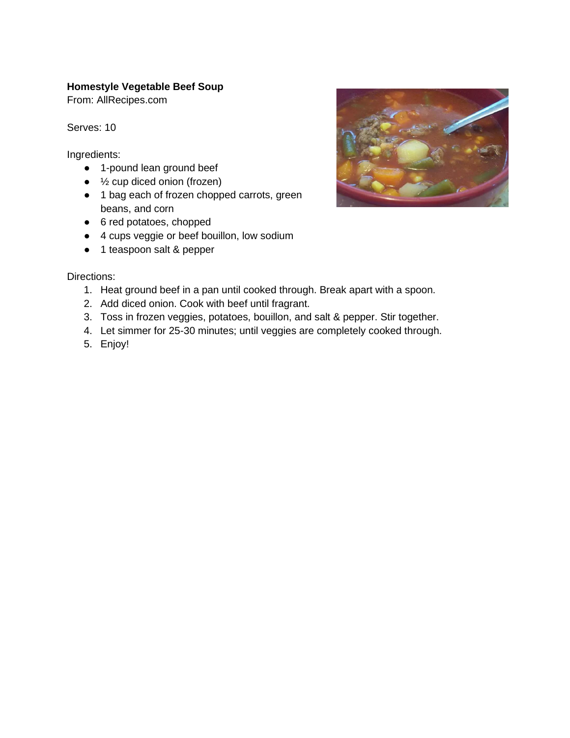**Homestyle Vegetable Beef Soup**
From: AllRecipes.com

Serves: 10

Ingredients:

- 1-pound lean ground beef
- ½ cup diced onion (frozen)
- 1 bag each of frozen chopped carrots, green beans, and corn
- 6 red potatoes, chopped
- 4 cups veggie or beef bouillon, low sodium
- 1 teaspoon salt & pepper

Directions:

1. Heat ground beef in a pan until cooked through. Break apart with a spoon.
2. Add diced onion. Cook with beef until fragrant.
3. Toss in frozen veggies, potatoes, bouillon, and salt & pepper. Stir together.
4. Let simmer for 25-30 minutes; until veggies are completely cooked through.
5. Enjoy!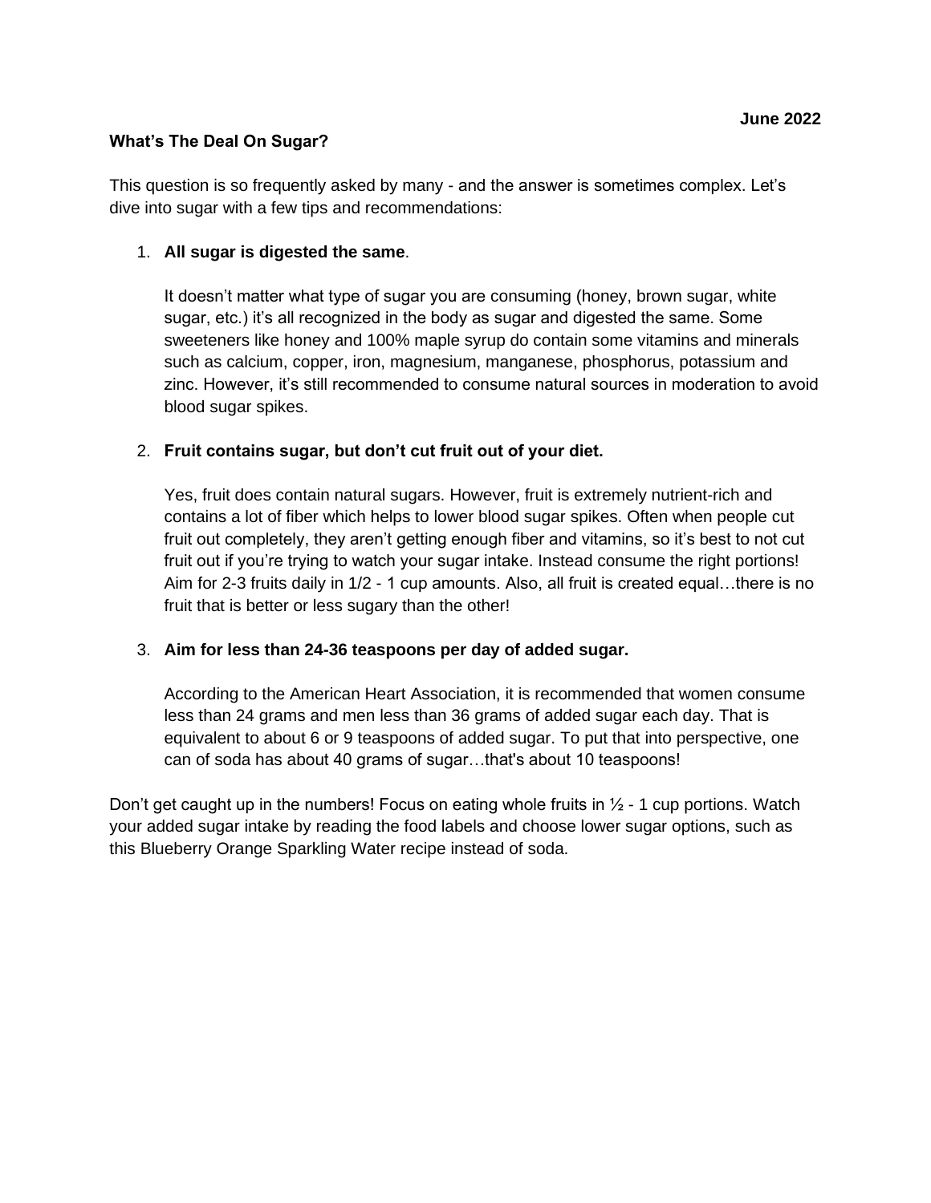**June 2022**

**What's The Deal On Sugar?**

This question is so frequently asked by many - and the answer is sometimes complex. Let's dive into sugar with a few tips and recommendations:

1. **All sugar is digested the same**.

   It doesn't matter what type of sugar you are consuming (honey, brown sugar, white sugar, etc.) it's all recognized in the body as sugar and digested the same. Some sweeteners like honey and 100% maple syrup do contain some vitamins and minerals such as calcium, copper, iron, magnesium, manganese, phosphorus, potassium and zinc. However, it's still recommended to consume natural sources in moderation to avoid blood sugar spikes.

2. **Fruit contains sugar, but don't cut fruit out of your diet.**

   Yes, fruit does contain natural sugars. However, fruit is extremely nutrient-rich and contains a lot of fiber which helps to lower blood sugar spikes. Often when people cut fruit out completely, they aren't getting enough fiber and vitamins, so it's best to not cut fruit out if you're trying to watch your sugar intake. Instead consume the right portions! Aim for 2-3 fruits daily in 1/2 - 1 cup amounts. Also, all fruit is created equal…there is no fruit that is better or less sugary than the other!

3. **Aim for less than 24-36 teaspoons per day of added sugar.**

   According to the American Heart Association, it is recommended that women consume less than 24 grams and men less than 36 grams of added sugar each day. That is equivalent to about 6 or 9 teaspoons of added sugar. To put that into perspective, one can of soda has about 40 grams of sugar…that's about 10 teaspoons!

Don't get caught up in the numbers! Focus on eating whole fruits in ½ - 1 cup portions. Watch your added sugar intake by reading the food labels and choose lower sugar options, such as this Blueberry Orange Sparkling Water recipe instead of soda.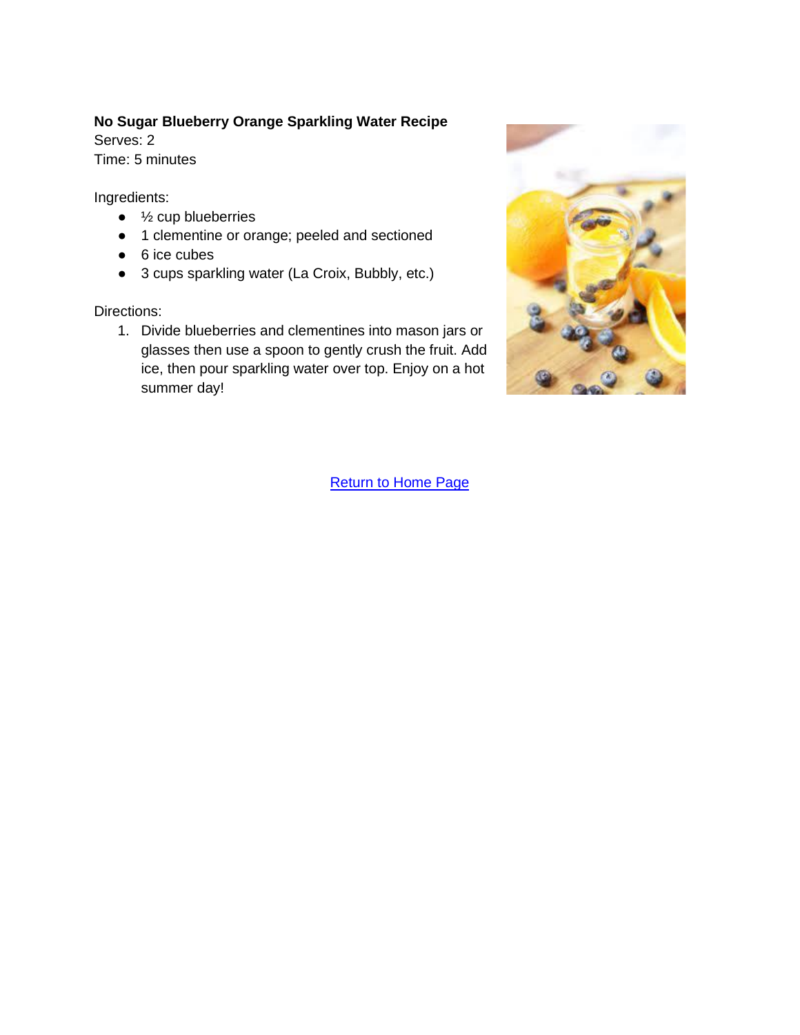**No Sugar Blueberry Orange Sparkling Water Recipe**
Serves: 2
Time: 5 minutes

Ingredients:

- ½ cup blueberries
- 1 clementine or orange; peeled and sectioned
- 6 ice cubes
- 3 cups sparkling water (La Croix, Bubbly, etc.)

Directions:

1. Divide blueberries and clementines into mason jars or glasses then use a spoon to gently crush the fruit. Add ice, then pour sparkling water over top. Enjoy on a hot summer day!

Return to Home Page